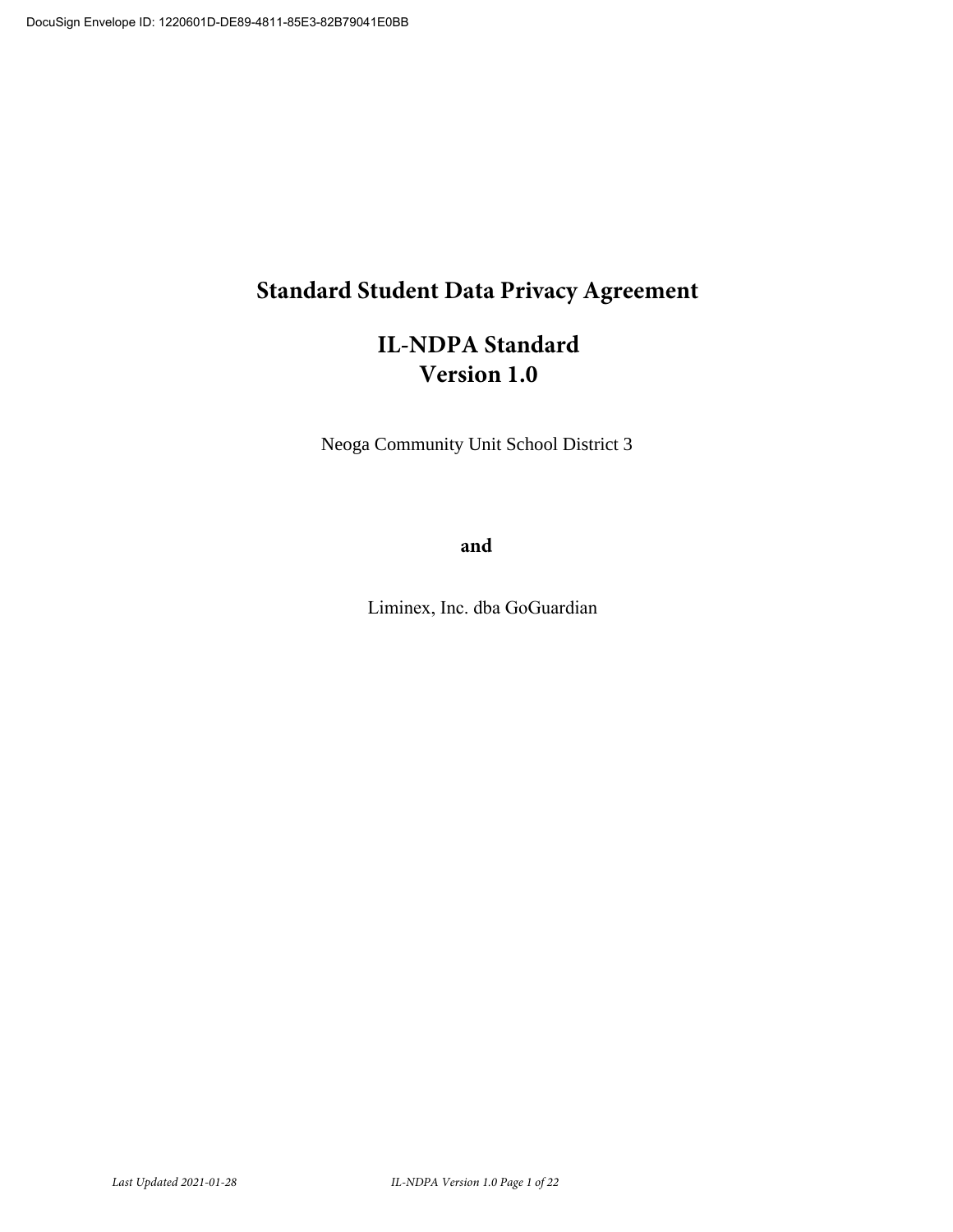# Standard Student Data Privacy Agreement

## IL-NDPA Standard
## Version 1.0

Neoga Community Unit School District 3

**and**

Liminex, Inc. dba GoGuardian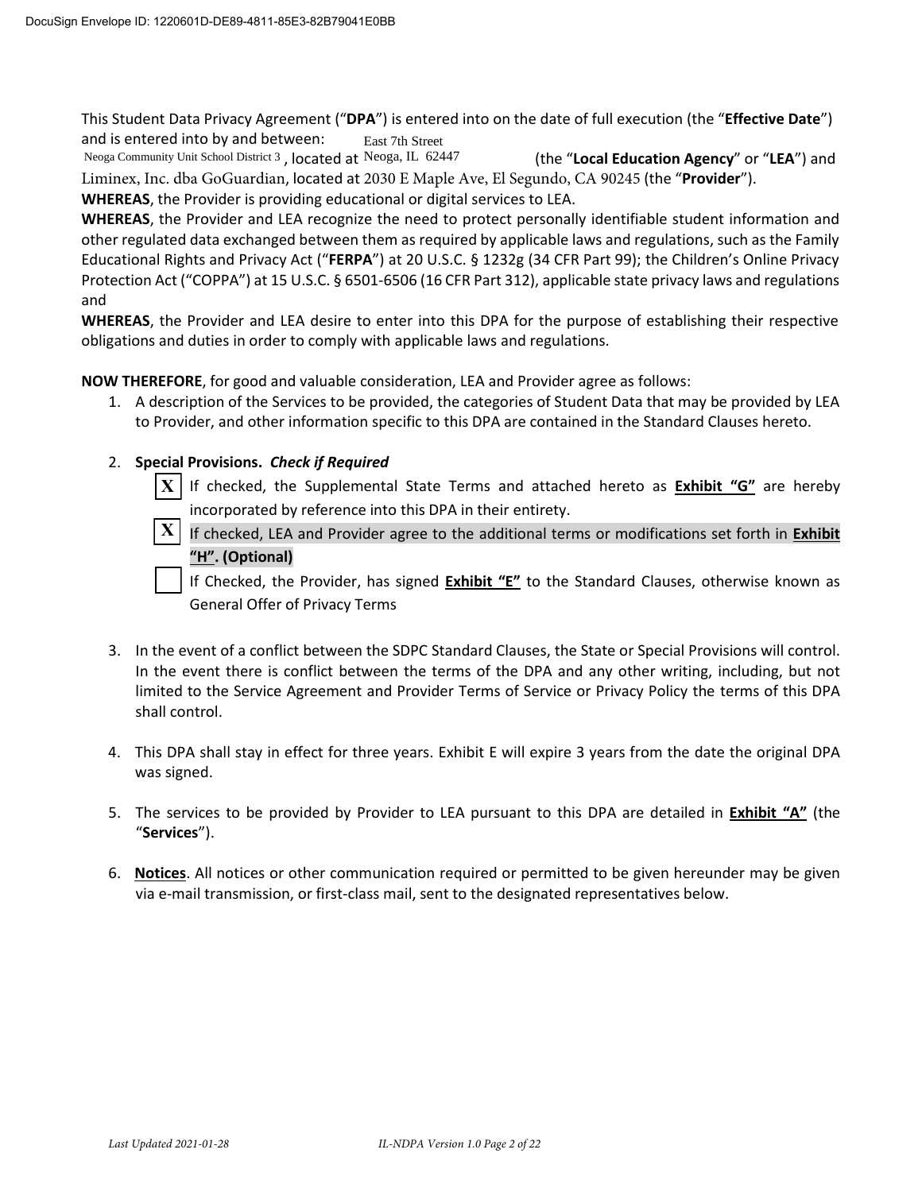This Student Data Privacy Agreement ("**DPA**") is entered into on the date of full execution (the "**Effective Date**") and is entered into by and between: Neoga Community Unit School District 3, located at East 7th Street Neoga, IL 62447 (the "**Local Education Agency**" or "**LEA**") and Liminex, Inc. dba GoGuardian, located at 2030 E Maple Ave, El Segundo, CA 90245 (the "**Provider**").

**WHEREAS**, the Provider is providing educational or digital services to LEA.

**WHEREAS**, the Provider and LEA recognize the need to protect personally identifiable student information and other regulated data exchanged between them as required by applicable laws and regulations, such as the Family Educational Rights and Privacy Act ("**FERPA**") at 20 U.S.C. § 1232g (34 CFR Part 99); the Children's Online Privacy Protection Act ("COPPA") at 15 U.S.C. § 6501-6506 (16 CFR Part 312), applicable state privacy laws and regulations and

**WHEREAS**, the Provider and LEA desire to enter into this DPA for the purpose of establishing their respective obligations and duties in order to comply with applicable laws and regulations.

**NOW THEREFORE**, for good and valuable consideration, LEA and Provider agree as follows:

1. A description of the Services to be provided, the categories of Student Data that may be provided by LEA to Provider, and other information specific to this DPA are contained in the Standard Clauses hereto.

2. **Special Provisions.** ***Check if Required***

   - [X] If checked, the Supplemental State Terms and attached hereto as **Exhibit "G"** are hereby incorporated by reference into this DPA in their entirety.
   - [X] If checked, LEA and Provider agree to the additional terms or modifications set forth in **Exhibit "H". (Optional)**
   - [ ] If Checked, the Provider, has signed **Exhibit "E"** to the Standard Clauses, otherwise known as General Offer of Privacy Terms

3. In the event of a conflict between the SDPC Standard Clauses, the State or Special Provisions will control. In the event there is conflict between the terms of the DPA and any other writing, including, but not limited to the Service Agreement and Provider Terms of Service or Privacy Policy the terms of this DPA shall control.

4. This DPA shall stay in effect for three years. Exhibit E will expire 3 years from the date the original DPA was signed.

5. The services to be provided by Provider to LEA pursuant to this DPA are detailed in **Exhibit "A"** (the "**Services**").

6. **Notices**. All notices or other communication required or permitted to be given hereunder may be given via e-mail transmission, or first-class mail, sent to the designated representatives below.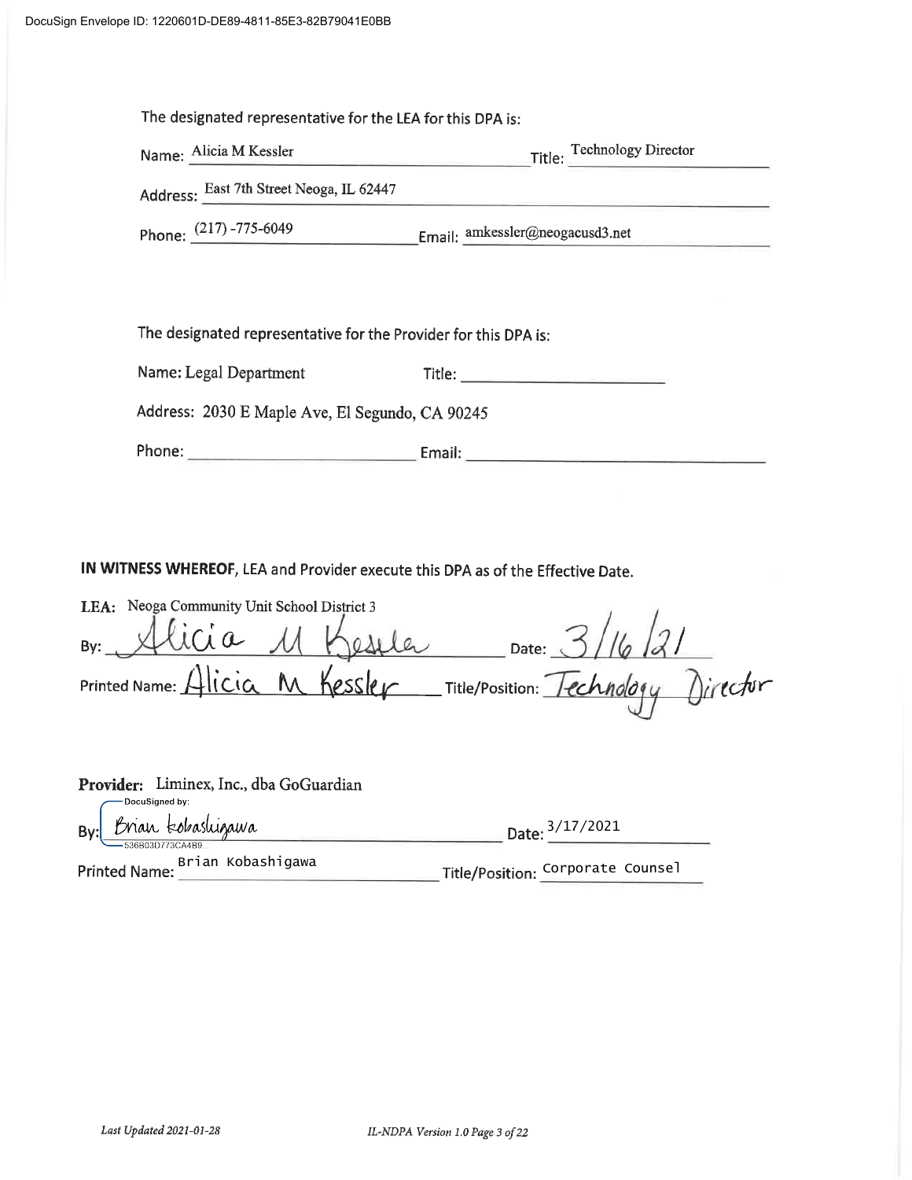The designated representative for the LEA for this DPA is:

Name: Alicia M Kessler Title: Technology Director

Address: East 7th Street Neoga, IL 62447

Phone: (217) -775-6049 Email: amkessler@neogacusd3.net

The designated representative for the Provider for this DPA is:

Name: Legal Department Title: ______________________

Address: 2030 E Maple Ave, El Segundo, CA 90245

Phone: ______________________ Email: ______________________

**IN WITNESS WHEREOF**, LEA and Provider execute this DPA as of the Effective Date.

**LEA:** Neoga Community Unit School District 3

By: Alicia M Kessler Date: 3/16/21

Printed Name: Alicia M Kessler Title/Position: Technology Director

**Provider:** Liminex, Inc., dba GoGuardian

DocuSigned by:

By: Brian Kobashigawa Date: 3/17/2021

536B03D773CA4B9...

Printed Name: Brian Kobashigawa Title/Position: Corporate Counsel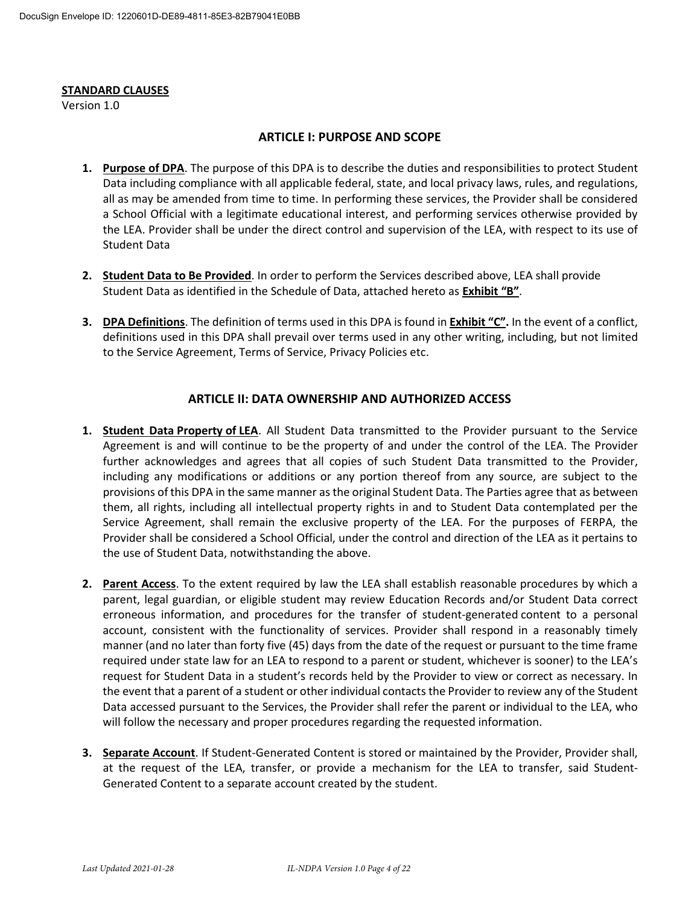**STANDARD CLAUSES**

Version 1.0

## ARTICLE I: PURPOSE AND SCOPE

1. **Purpose of DPA**. The purpose of this DPA is to describe the duties and responsibilities to protect Student Data including compliance with all applicable federal, state, and local privacy laws, rules, and regulations, all as may be amended from time to time. In performing these services, the Provider shall be considered a School Official with a legitimate educational interest, and performing services otherwise provided by the LEA. Provider shall be under the direct control and supervision of the LEA, with respect to its use of Student Data

2. **Student Data to Be Provided**. In order to perform the Services described above, LEA shall provide Student Data as identified in the Schedule of Data, attached hereto as **Exhibit "B"**.

3. **DPA Definitions**. The definition of terms used in this DPA is found in **Exhibit "C".** In the event of a conflict, definitions used in this DPA shall prevail over terms used in any other writing, including, but not limited to the Service Agreement, Terms of Service, Privacy Policies etc.

## ARTICLE II: DATA OWNERSHIP AND AUTHORIZED ACCESS

1. **Student Data Property of LEA**. All Student Data transmitted to the Provider pursuant to the Service Agreement is and will continue to be the property of and under the control of the LEA. The Provider further acknowledges and agrees that all copies of such Student Data transmitted to the Provider, including any modifications or additions or any portion thereof from any source, are subject to the provisions of this DPA in the same manner as the original Student Data. The Parties agree that as between them, all rights, including all intellectual property rights in and to Student Data contemplated per the Service Agreement, shall remain the exclusive property of the LEA. For the purposes of FERPA, the Provider shall be considered a School Official, under the control and direction of the LEA as it pertains to the use of Student Data, notwithstanding the above.

2. **Parent Access**. To the extent required by law the LEA shall establish reasonable procedures by which a parent, legal guardian, or eligible student may review Education Records and/or Student Data correct erroneous information, and procedures for the transfer of student-generated content to a personal account, consistent with the functionality of services. Provider shall respond in a reasonably timely manner (and no later than forty five (45) days from the date of the request or pursuant to the time frame required under state law for an LEA to respond to a parent or student, whichever is sooner) to the LEA's request for Student Data in a student's records held by the Provider to view or correct as necessary. In the event that a parent of a student or other individual contacts the Provider to review any of the Student Data accessed pursuant to the Services, the Provider shall refer the parent or individual to the LEA, who will follow the necessary and proper procedures regarding the requested information.

3. **Separate Account**. If Student-Generated Content is stored or maintained by the Provider, Provider shall, at the request of the LEA, transfer, or provide a mechanism for the LEA to transfer, said Student-Generated Content to a separate account created by the student.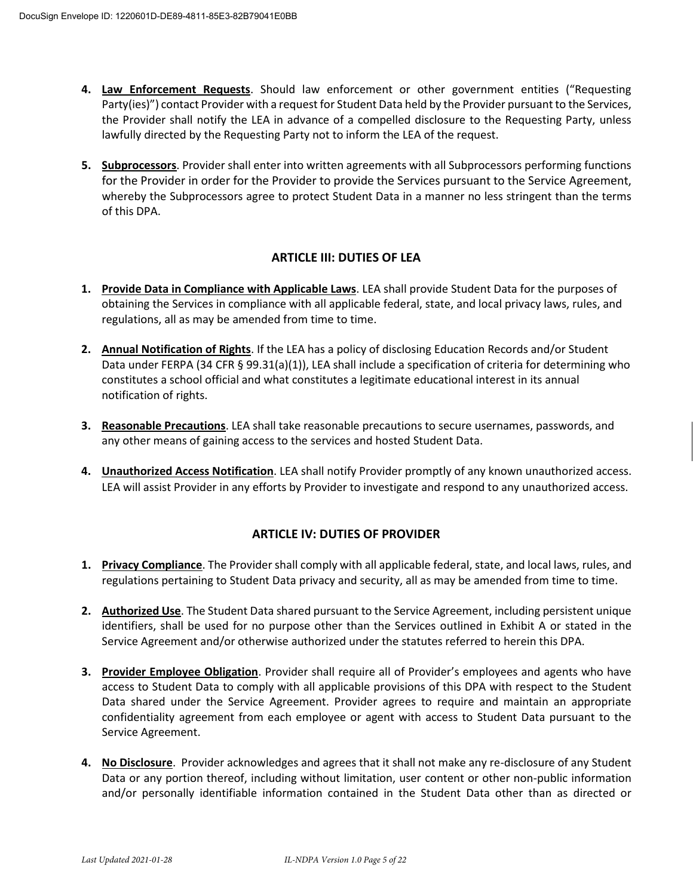4. **Law Enforcement Requests**. Should law enforcement or other government entities ("Requesting Party(ies)") contact Provider with a request for Student Data held by the Provider pursuant to the Services, the Provider shall notify the LEA in advance of a compelled disclosure to the Requesting Party, unless lawfully directed by the Requesting Party not to inform the LEA of the request.

5. **Subprocessors**. Provider shall enter into written agreements with all Subprocessors performing functions for the Provider in order for the Provider to provide the Services pursuant to the Service Agreement, whereby the Subprocessors agree to protect Student Data in a manner no less stringent than the terms of this DPA.

## ARTICLE III: DUTIES OF LEA

1. **Provide Data in Compliance with Applicable Laws**. LEA shall provide Student Data for the purposes of obtaining the Services in compliance with all applicable federal, state, and local privacy laws, rules, and regulations, all as may be amended from time to time.

2. **Annual Notification of Rights**. If the LEA has a policy of disclosing Education Records and/or Student Data under FERPA (34 CFR § 99.31(a)(1)), LEA shall include a specification of criteria for determining who constitutes a school official and what constitutes a legitimate educational interest in its annual notification of rights.

3. **Reasonable Precautions**. LEA shall take reasonable precautions to secure usernames, passwords, and any other means of gaining access to the services and hosted Student Data.

4. **Unauthorized Access Notification**. LEA shall notify Provider promptly of any known unauthorized access. LEA will assist Provider in any efforts by Provider to investigate and respond to any unauthorized access.

## ARTICLE IV: DUTIES OF PROVIDER

1. **Privacy Compliance**. The Provider shall comply with all applicable federal, state, and local laws, rules, and regulations pertaining to Student Data privacy and security, all as may be amended from time to time.

2. **Authorized Use**. The Student Data shared pursuant to the Service Agreement, including persistent unique identifiers, shall be used for no purpose other than the Services outlined in Exhibit A or stated in the Service Agreement and/or otherwise authorized under the statutes referred to herein this DPA.

3. **Provider Employee Obligation**. Provider shall require all of Provider's employees and agents who have access to Student Data to comply with all applicable provisions of this DPA with respect to the Student Data shared under the Service Agreement. Provider agrees to require and maintain an appropriate confidentiality agreement from each employee or agent with access to Student Data pursuant to the Service Agreement.

4. **No Disclosure**. Provider acknowledges and agrees that it shall not make any re-disclosure of any Student Data or any portion thereof, including without limitation, user content or other non-public information and/or personally identifiable information contained in the Student Data other than as directed or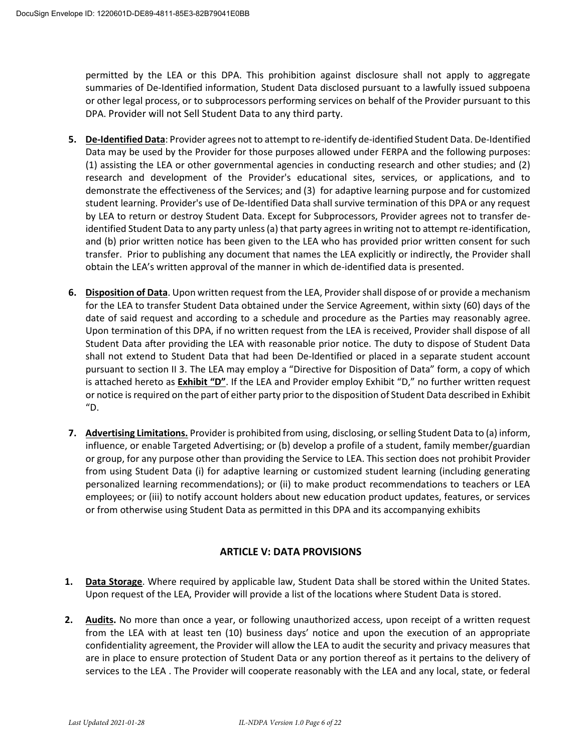permitted by the LEA or this DPA. This prohibition against disclosure shall not apply to aggregate summaries of De-Identified information, Student Data disclosed pursuant to a lawfully issued subpoena or other legal process, or to subprocessors performing services on behalf of the Provider pursuant to this DPA. Provider will not Sell Student Data to any third party.

5. **De-Identified Data**: Provider agrees not to attempt to re-identify de-identified Student Data. De-Identified Data may be used by the Provider for those purposes allowed under FERPA and the following purposes: (1) assisting the LEA or other governmental agencies in conducting research and other studies; and (2) research and development of the Provider's educational sites, services, or applications, and to demonstrate the effectiveness of the Services; and (3) for adaptive learning purpose and for customized student learning. Provider's use of De-Identified Data shall survive termination of this DPA or any request by LEA to return or destroy Student Data. Except for Subprocessors, Provider agrees not to transfer de-identified Student Data to any party unless (a) that party agrees in writing not to attempt re-identification, and (b) prior written notice has been given to the LEA who has provided prior written consent for such transfer. Prior to publishing any document that names the LEA explicitly or indirectly, the Provider shall obtain the LEA's written approval of the manner in which de-identified data is presented.

6. **Disposition of Data**. Upon written request from the LEA, Provider shall dispose of or provide a mechanism for the LEA to transfer Student Data obtained under the Service Agreement, within sixty (60) days of the date of said request and according to a schedule and procedure as the Parties may reasonably agree. Upon termination of this DPA, if no written request from the LEA is received, Provider shall dispose of all Student Data after providing the LEA with reasonable prior notice. The duty to dispose of Student Data shall not extend to Student Data that had been De-Identified or placed in a separate student account pursuant to section II 3. The LEA may employ a "Directive for Disposition of Data" form, a copy of which is attached hereto as **Exhibit "D"**. If the LEA and Provider employ Exhibit "D," no further written request or notice is required on the part of either party prior to the disposition of Student Data described in Exhibit "D.

7. **Advertising Limitations.** Provider is prohibited from using, disclosing, or selling Student Data to (a) inform, influence, or enable Targeted Advertising; or (b) develop a profile of a student, family member/guardian or group, for any purpose other than providing the Service to LEA. This section does not prohibit Provider from using Student Data (i) for adaptive learning or customized student learning (including generating personalized learning recommendations); or (ii) to make product recommendations to teachers or LEA employees; or (iii) to notify account holders about new education product updates, features, or services or from otherwise using Student Data as permitted in this DPA and its accompanying exhibits

## ARTICLE V: DATA PROVISIONS

1. **Data Storage**. Where required by applicable law, Student Data shall be stored within the United States. Upon request of the LEA, Provider will provide a list of the locations where Student Data is stored.

2. **Audits.** No more than once a year, or following unauthorized access, upon receipt of a written request from the LEA with at least ten (10) business days' notice and upon the execution of an appropriate confidentiality agreement, the Provider will allow the LEA to audit the security and privacy measures that are in place to ensure protection of Student Data or any portion thereof as it pertains to the delivery of services to the LEA . The Provider will cooperate reasonably with the LEA and any local, state, or federal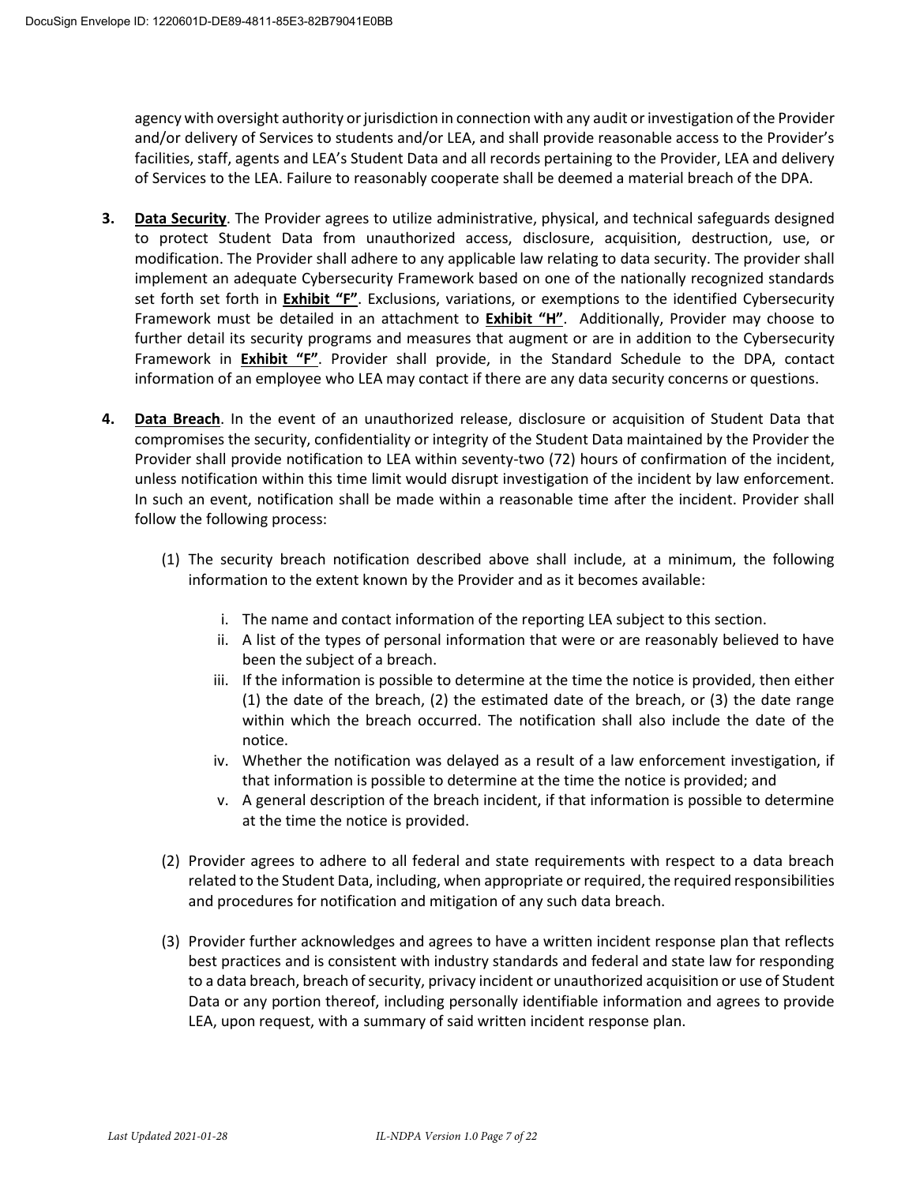agency with oversight authority or jurisdiction in connection with any audit or investigation of the Provider and/or delivery of Services to students and/or LEA, and shall provide reasonable access to the Provider's facilities, staff, agents and LEA's Student Data and all records pertaining to the Provider, LEA and delivery of Services to the LEA. Failure to reasonably cooperate shall be deemed a material breach of the DPA.

**3.** **Data Security**. The Provider agrees to utilize administrative, physical, and technical safeguards designed to protect Student Data from unauthorized access, disclosure, acquisition, destruction, use, or modification. The Provider shall adhere to any applicable law relating to data security. The provider shall implement an adequate Cybersecurity Framework based on one of the nationally recognized standards set forth set forth in **Exhibit "F"**. Exclusions, variations, or exemptions to the identified Cybersecurity Framework must be detailed in an attachment to **Exhibit "H"**. Additionally, Provider may choose to further detail its security programs and measures that augment or are in addition to the Cybersecurity Framework in **Exhibit "F"**. Provider shall provide, in the Standard Schedule to the DPA, contact information of an employee who LEA may contact if there are any data security concerns or questions.

**4.** **Data Breach**. In the event of an unauthorized release, disclosure or acquisition of Student Data that compromises the security, confidentiality or integrity of the Student Data maintained by the Provider the Provider shall provide notification to LEA within seventy-two (72) hours of confirmation of the incident, unless notification within this time limit would disrupt investigation of the incident by law enforcement. In such an event, notification shall be made within a reasonable time after the incident. Provider shall follow the following process:

(1) The security breach notification described above shall include, at a minimum, the following information to the extent known by the Provider and as it becomes available:

i. The name and contact information of the reporting LEA subject to this section.
ii. A list of the types of personal information that were or are reasonably believed to have been the subject of a breach.
iii. If the information is possible to determine at the time the notice is provided, then either (1) the date of the breach, (2) the estimated date of the breach, or (3) the date range within which the breach occurred. The notification shall also include the date of the notice.
iv. Whether the notification was delayed as a result of a law enforcement investigation, if that information is possible to determine at the time the notice is provided; and
v. A general description of the breach incident, if that information is possible to determine at the time the notice is provided.

(2) Provider agrees to adhere to all federal and state requirements with respect to a data breach related to the Student Data, including, when appropriate or required, the required responsibilities and procedures for notification and mitigation of any such data breach.

(3) Provider further acknowledges and agrees to have a written incident response plan that reflects best practices and is consistent with industry standards and federal and state law for responding to a data breach, breach of security, privacy incident or unauthorized acquisition or use of Student Data or any portion thereof, including personally identifiable information and agrees to provide LEA, upon request, with a summary of said written incident response plan.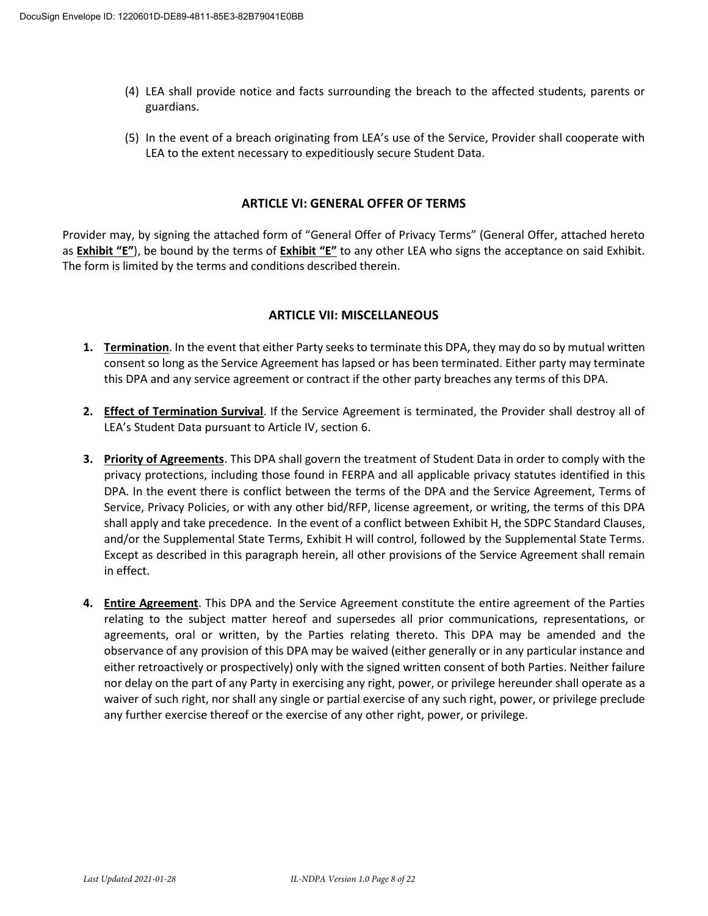(4) LEA shall provide notice and facts surrounding the breach to the affected students, parents or guardians.

(5) In the event of a breach originating from LEA's use of the Service, Provider shall cooperate with LEA to the extent necessary to expeditiously secure Student Data.

## ARTICLE VI: GENERAL OFFER OF TERMS

Provider may, by signing the attached form of "General Offer of Privacy Terms" (General Offer, attached hereto as **Exhibit "E"**), be bound by the terms of **Exhibit "E"** to any other LEA who signs the acceptance on said Exhibit. The form is limited by the terms and conditions described therein.

## ARTICLE VII: MISCELLANEOUS

1. **Termination**. In the event that either Party seeks to terminate this DPA, they may do so by mutual written consent so long as the Service Agreement has lapsed or has been terminated. Either party may terminate this DPA and any service agreement or contract if the other party breaches any terms of this DPA.

2. **Effect of Termination Survival**. If the Service Agreement is terminated, the Provider shall destroy all of LEA's Student Data pursuant to Article IV, section 6.

3. **Priority of Agreements**. This DPA shall govern the treatment of Student Data in order to comply with the privacy protections, including those found in FERPA and all applicable privacy statutes identified in this DPA. In the event there is conflict between the terms of the DPA and the Service Agreement, Terms of Service, Privacy Policies, or with any other bid/RFP, license agreement, or writing, the terms of this DPA shall apply and take precedence. In the event of a conflict between Exhibit H, the SDPC Standard Clauses, and/or the Supplemental State Terms, Exhibit H will control, followed by the Supplemental State Terms. Except as described in this paragraph herein, all other provisions of the Service Agreement shall remain in effect.

4. **Entire Agreement**. This DPA and the Service Agreement constitute the entire agreement of the Parties relating to the subject matter hereof and supersedes all prior communications, representations, or agreements, oral or written, by the Parties relating thereto. This DPA may be amended and the observance of any provision of this DPA may be waived (either generally or in any particular instance and either retroactively or prospectively) only with the signed written consent of both Parties. Neither failure nor delay on the part of any Party in exercising any right, power, or privilege hereunder shall operate as a waiver of such right, nor shall any single or partial exercise of any such right, power, or privilege preclude any further exercise thereof or the exercise of any other right, power, or privilege.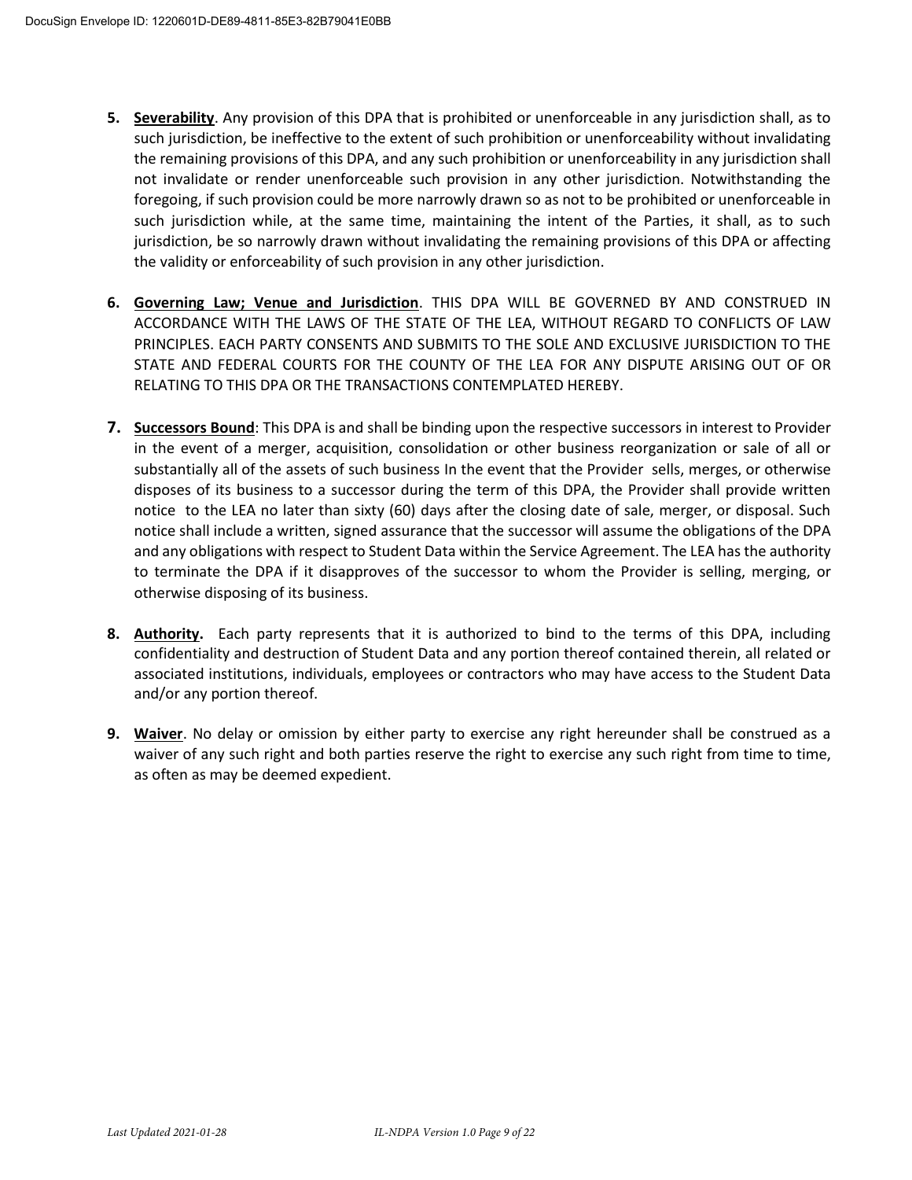5. **Severability**. Any provision of this DPA that is prohibited or unenforceable in any jurisdiction shall, as to such jurisdiction, be ineffective to the extent of such prohibition or unenforceability without invalidating the remaining provisions of this DPA, and any such prohibition or unenforceability in any jurisdiction shall not invalidate or render unenforceable such provision in any other jurisdiction. Notwithstanding the foregoing, if such provision could be more narrowly drawn so as not to be prohibited or unenforceable in such jurisdiction while, at the same time, maintaining the intent of the Parties, it shall, as to such jurisdiction, be so narrowly drawn without invalidating the remaining provisions of this DPA or affecting the validity or enforceability of such provision in any other jurisdiction.

6. **Governing Law; Venue and Jurisdiction**. THIS DPA WILL BE GOVERNED BY AND CONSTRUED IN ACCORDANCE WITH THE LAWS OF THE STATE OF THE LEA, WITHOUT REGARD TO CONFLICTS OF LAW PRINCIPLES. EACH PARTY CONSENTS AND SUBMITS TO THE SOLE AND EXCLUSIVE JURISDICTION TO THE STATE AND FEDERAL COURTS FOR THE COUNTY OF THE LEA FOR ANY DISPUTE ARISING OUT OF OR RELATING TO THIS DPA OR THE TRANSACTIONS CONTEMPLATED HEREBY.

7. **Successors Bound**: This DPA is and shall be binding upon the respective successors in interest to Provider in the event of a merger, acquisition, consolidation or other business reorganization or sale of all or substantially all of the assets of such business In the event that the Provider sells, merges, or otherwise disposes of its business to a successor during the term of this DPA, the Provider shall provide written notice to the LEA no later than sixty (60) days after the closing date of sale, merger, or disposal. Such notice shall include a written, signed assurance that the successor will assume the obligations of the DPA and any obligations with respect to Student Data within the Service Agreement. The LEA has the authority to terminate the DPA if it disapproves of the successor to whom the Provider is selling, merging, or otherwise disposing of its business.

8. **Authority.** Each party represents that it is authorized to bind to the terms of this DPA, including confidentiality and destruction of Student Data and any portion thereof contained therein, all related or associated institutions, individuals, employees or contractors who may have access to the Student Data and/or any portion thereof.

9. **Waiver**. No delay or omission by either party to exercise any right hereunder shall be construed as a waiver of any such right and both parties reserve the right to exercise any such right from time to time, as often as may be deemed expedient.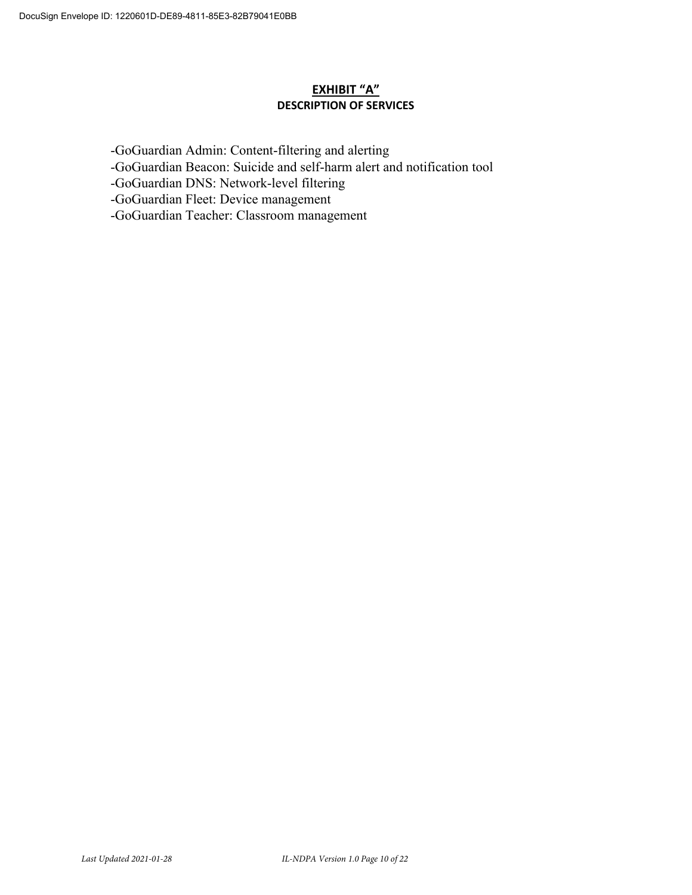## EXHIBIT "A"
### DESCRIPTION OF SERVICES

-GoGuardian Admin: Content-filtering and alerting
-GoGuardian Beacon: Suicide and self-harm alert and notification tool
-GoGuardian DNS: Network-level filtering
-GoGuardian Fleet: Device management
-GoGuardian Teacher: Classroom management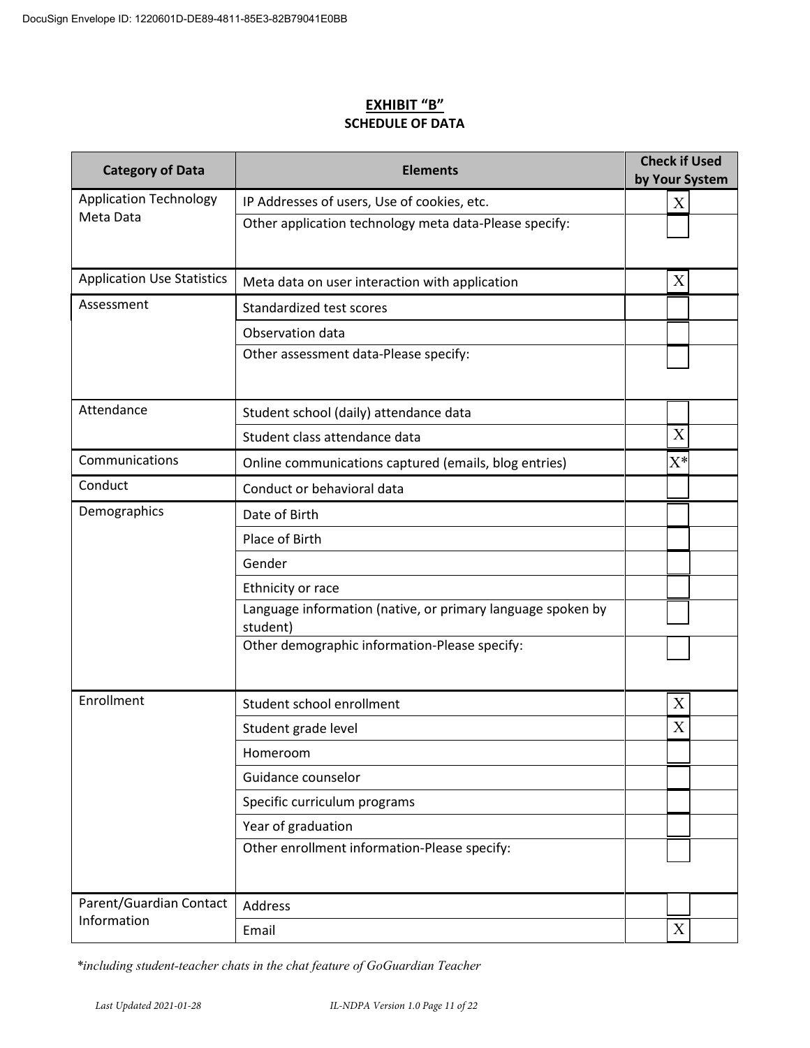**EXHIBIT "B"**
**SCHEDULE OF DATA**

| Category of Data | Elements | Check if Used by Your System |
|---|---|---|
| Application Technology Meta Data | IP Addresses of users, Use of cookies, etc. | X |
| | Other application technology meta data-Please specify: | |
| Application Use Statistics | Meta data on user interaction with application | X |
| Assessment | Standardized test scores | |
| | Observation data | |
| | Other assessment data-Please specify: | |
| Attendance | Student school (daily) attendance data | |
| | Student class attendance data | X |
| Communications | Online communications captured (emails, blog entries) | X* |
| Conduct | Conduct or behavioral data | |
| Demographics | Date of Birth | |
| | Place of Birth | |
| | Gender | |
| | Ethnicity or race | |
| | Language information (native, or primary language spoken by student) | |
| | Other demographic information-Please specify: | |
| Enrollment | Student school enrollment | X |
| | Student grade level | X |
| | Homeroom | |
| | Guidance counselor | |
| | Specific curriculum programs | |
| | Year of graduation | |
| | Other enrollment information-Please specify: | |
| Parent/Guardian Contact Information | Address | |
| | Email | X |

*\*including student-teacher chats in the chat feature of GoGuardian Teacher*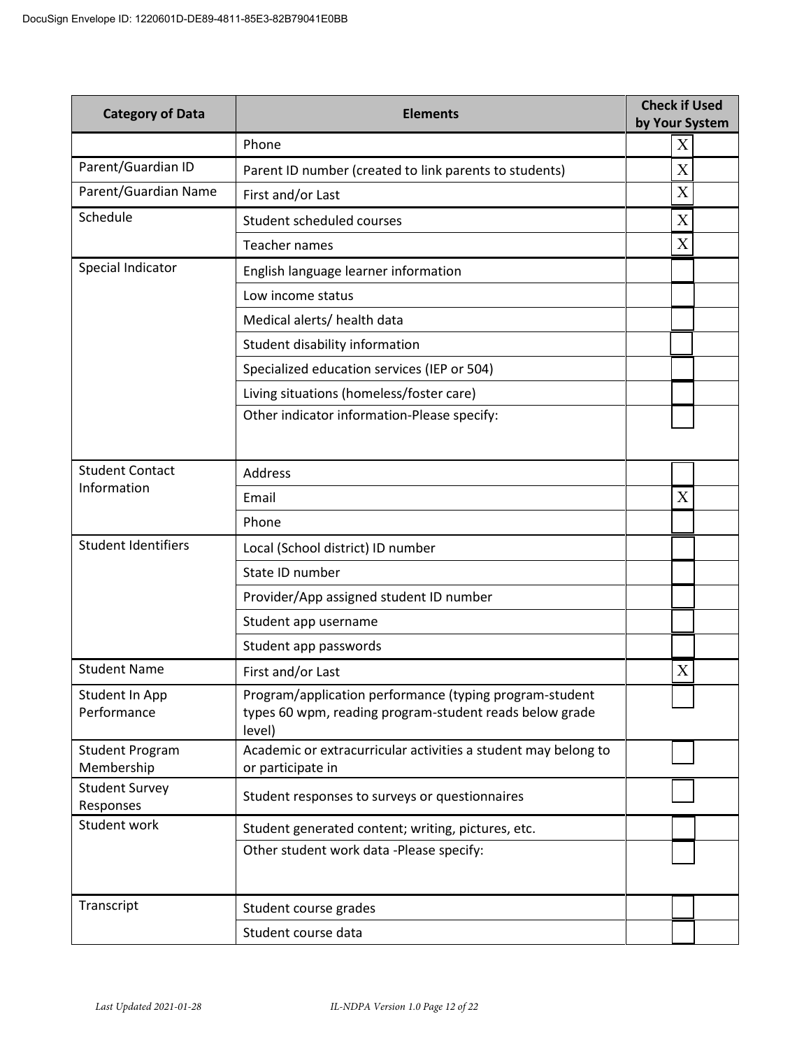| Category of Data | Elements | Check if Used by Your System |
|---|---|---|
| | Phone | X |
| Parent/Guardian ID | Parent ID number (created to link parents to students) | X |
| Parent/Guardian Name | First and/or Last | X |
| Schedule | Student scheduled courses | X |
| | Teacher names | X |
| Special Indicator | English language learner information | |
| | Low income status | |
| | Medical alerts/ health data | |
| | Student disability information | |
| | Specialized education services (IEP or 504) | |
| | Living situations (homeless/foster care) | |
| | Other indicator information-Please specify: | |
| Student Contact Information | Address | |
| | Email | X |
| | Phone | |
| Student Identifiers | Local (School district) ID number | |
| | State ID number | |
| | Provider/App assigned student ID number | |
| | Student app username | |
| | Student app passwords | |
| Student Name | First and/or Last | X |
| Student In App Performance | Program/application performance (typing program-student types 60 wpm, reading program-student reads below grade level) | |
| Student Program Membership | Academic or extracurricular activities a student may belong to or participate in | |
| Student Survey Responses | Student responses to surveys or questionnaires | |
| Student work | Student generated content; writing, pictures, etc. | |
| | Other student work data -Please specify: | |
| Transcript | Student course grades | |
| | Student course data | |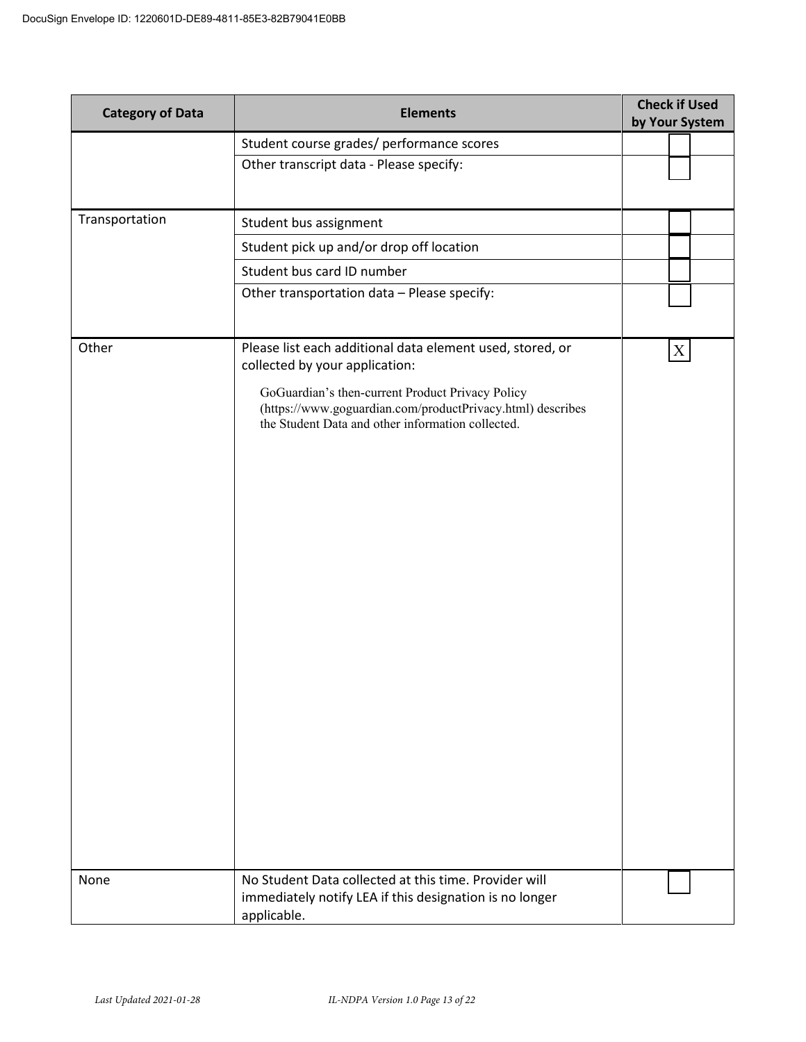| Category of Data | Elements | Check if Used by Your System |
|---|---|---|
| | Student course grades/ performance scores | |
| | Other transcript data - Please specify: | |
| Transportation | Student bus assignment | |
| | Student pick up and/or drop off location | |
| | Student bus card ID number | |
| | Other transportation data – Please specify: | |
| Other | Please list each additional data element used, stored, or collected by your application: GoGuardian's then-current Product Privacy Policy (https://www.goguardian.com/productPrivacy.html) describes the Student Data and other information collected. | X |
| None | No Student Data collected at this time. Provider will immediately notify LEA if this designation is no longer applicable. | |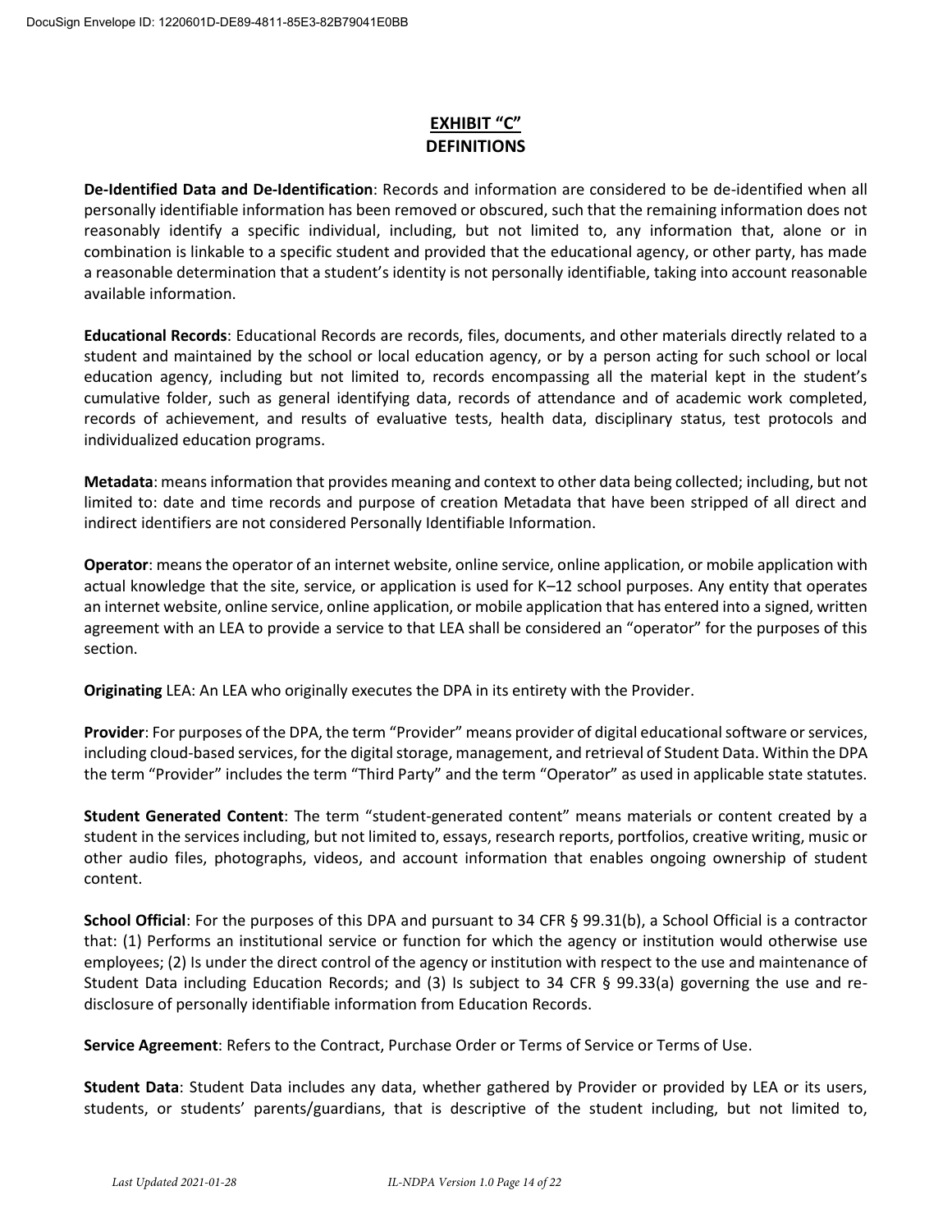# EXHIBIT "C"
# DEFINITIONS

**De-Identified Data and De-Identification**: Records and information are considered to be de-identified when all personally identifiable information has been removed or obscured, such that the remaining information does not reasonably identify a specific individual, including, but not limited to, any information that, alone or in combination is linkable to a specific student and provided that the educational agency, or other party, has made a reasonable determination that a student's identity is not personally identifiable, taking into account reasonable available information.

**Educational Records**: Educational Records are records, files, documents, and other materials directly related to a student and maintained by the school or local education agency, or by a person acting for such school or local education agency, including but not limited to, records encompassing all the material kept in the student's cumulative folder, such as general identifying data, records of attendance and of academic work completed, records of achievement, and results of evaluative tests, health data, disciplinary status, test protocols and individualized education programs.

**Metadata**: means information that provides meaning and context to other data being collected; including, but not limited to: date and time records and purpose of creation Metadata that have been stripped of all direct and indirect identifiers are not considered Personally Identifiable Information.

**Operator**: means the operator of an internet website, online service, online application, or mobile application with actual knowledge that the site, service, or application is used for K–12 school purposes. Any entity that operates an internet website, online service, online application, or mobile application that has entered into a signed, written agreement with an LEA to provide a service to that LEA shall be considered an "operator" for the purposes of this section.

**Originating** LEA: An LEA who originally executes the DPA in its entirety with the Provider.

**Provider**: For purposes of the DPA, the term "Provider" means provider of digital educational software or services, including cloud-based services, for the digital storage, management, and retrieval of Student Data. Within the DPA the term "Provider" includes the term "Third Party" and the term "Operator" as used in applicable state statutes.

**Student Generated Content**: The term "student-generated content" means materials or content created by a student in the services including, but not limited to, essays, research reports, portfolios, creative writing, music or other audio files, photographs, videos, and account information that enables ongoing ownership of student content.

**School Official**: For the purposes of this DPA and pursuant to 34 CFR § 99.31(b), a School Official is a contractor that: (1) Performs an institutional service or function for which the agency or institution would otherwise use employees; (2) Is under the direct control of the agency or institution with respect to the use and maintenance of Student Data including Education Records; and (3) Is subject to 34 CFR § 99.33(a) governing the use and re-disclosure of personally identifiable information from Education Records.

**Service Agreement**: Refers to the Contract, Purchase Order or Terms of Service or Terms of Use.

**Student Data**: Student Data includes any data, whether gathered by Provider or provided by LEA or its users, students, or students' parents/guardians, that is descriptive of the student including, but not limited to,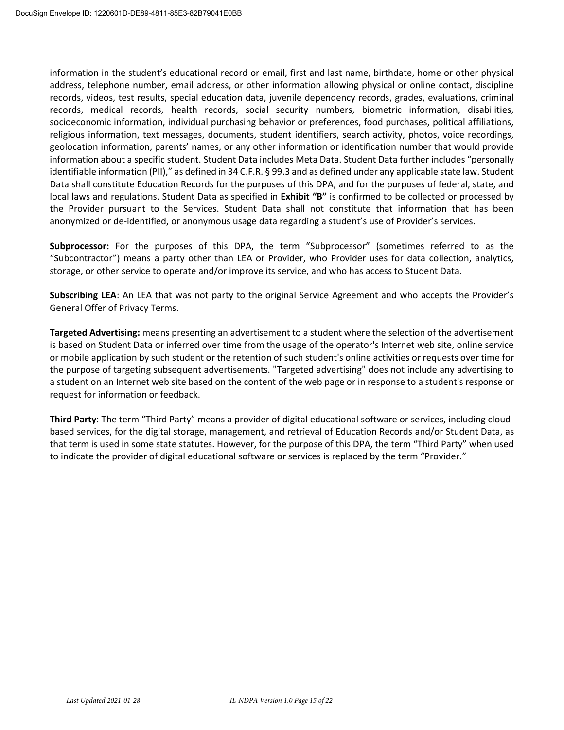information in the student's educational record or email, first and last name, birthdate, home or other physical address, telephone number, email address, or other information allowing physical or online contact, discipline records, videos, test results, special education data, juvenile dependency records, grades, evaluations, criminal records, medical records, health records, social security numbers, biometric information, disabilities, socioeconomic information, individual purchasing behavior or preferences, food purchases, political affiliations, religious information, text messages, documents, student identifiers, search activity, photos, voice recordings, geolocation information, parents' names, or any other information or identification number that would provide information about a specific student. Student Data includes Meta Data. Student Data further includes "personally identifiable information (PII)," as defined in 34 C.F.R. § 99.3 and as defined under any applicable state law. Student Data shall constitute Education Records for the purposes of this DPA, and for the purposes of federal, state, and local laws and regulations. Student Data as specified in **Exhibit "B"** is confirmed to be collected or processed by the Provider pursuant to the Services. Student Data shall not constitute that information that has been anonymized or de-identified, or anonymous usage data regarding a student's use of Provider's services.

**Subprocessor:** For the purposes of this DPA, the term "Subprocessor" (sometimes referred to as the "Subcontractor") means a party other than LEA or Provider, who Provider uses for data collection, analytics, storage, or other service to operate and/or improve its service, and who has access to Student Data.

**Subscribing LEA**: An LEA that was not party to the original Service Agreement and who accepts the Provider's General Offer of Privacy Terms.

**Targeted Advertising:** means presenting an advertisement to a student where the selection of the advertisement is based on Student Data or inferred over time from the usage of the operator's Internet web site, online service or mobile application by such student or the retention of such student's online activities or requests over time for the purpose of targeting subsequent advertisements. "Targeted advertising" does not include any advertising to a student on an Internet web site based on the content of the web page or in response to a student's response or request for information or feedback.

**Third Party**: The term "Third Party" means a provider of digital educational software or services, including cloud-based services, for the digital storage, management, and retrieval of Education Records and/or Student Data, as that term is used in some state statutes. However, for the purpose of this DPA, the term "Third Party" when used to indicate the provider of digital educational software or services is replaced by the term "Provider."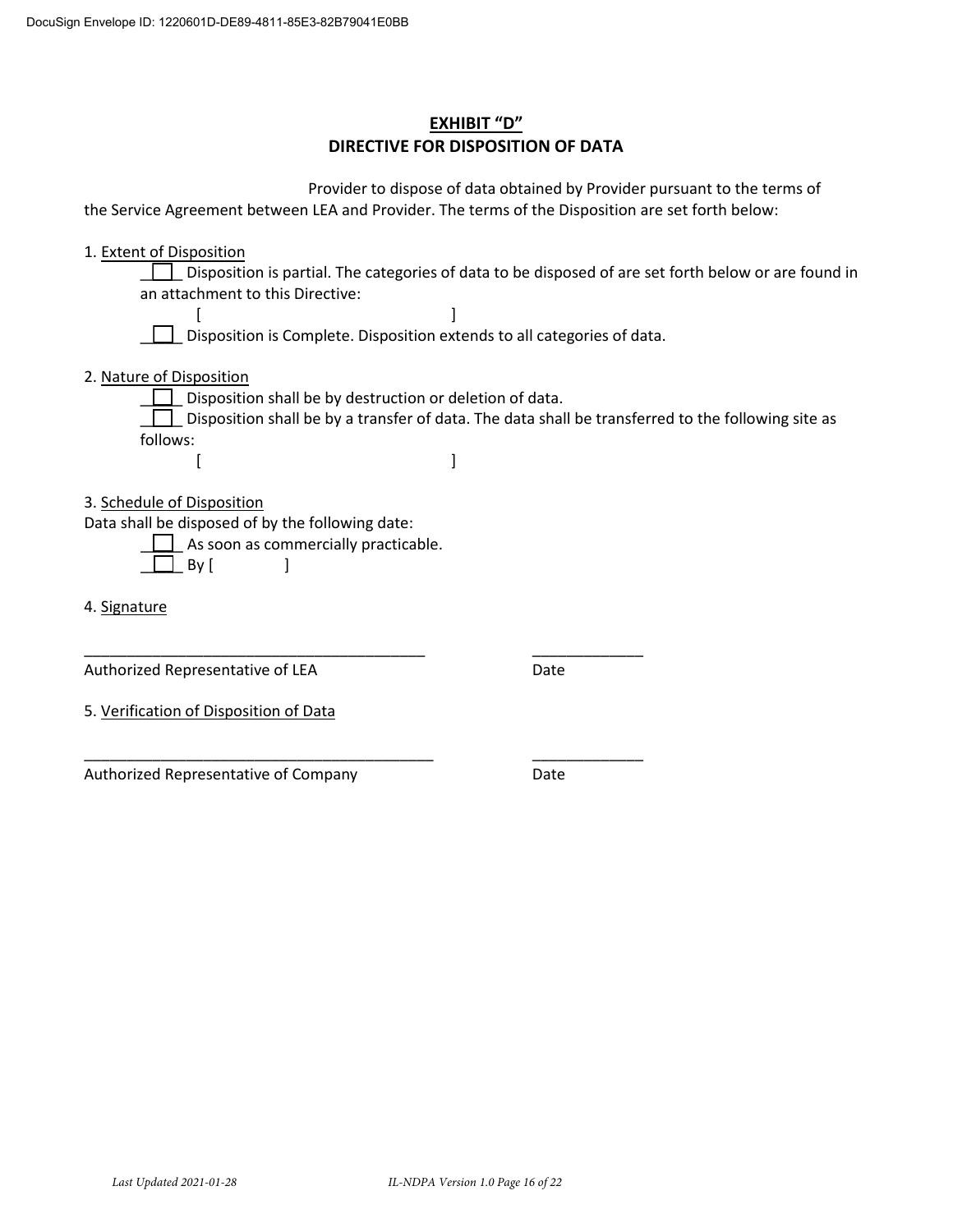# EXHIBIT "D"

## DIRECTIVE FOR DISPOSITION OF DATA

Provider to dispose of data obtained by Provider pursuant to the terms of the Service Agreement between LEA and Provider. The terms of the Disposition are set forth below:

1. Extent of Disposition

☐ Disposition is partial. The categories of data to be disposed of are set forth below or are found in an attachment to this Directive:

[ ]

☐ Disposition is Complete. Disposition extends to all categories of data.

2. Nature of Disposition

☐ Disposition shall be by destruction or deletion of data.

☐ Disposition shall be by a transfer of data. The data shall be transferred to the following site as follows:

[ ]

3. Schedule of Disposition

Data shall be disposed of by the following date:

☐ As soon as commercially practicable.

☐ By [ ]

4. Signature

_________________________________________ _____________

Authorized Representative of LEA Date

5. Verification of Disposition of Data

_________________________________________ _____________

Authorized Representative of Company Date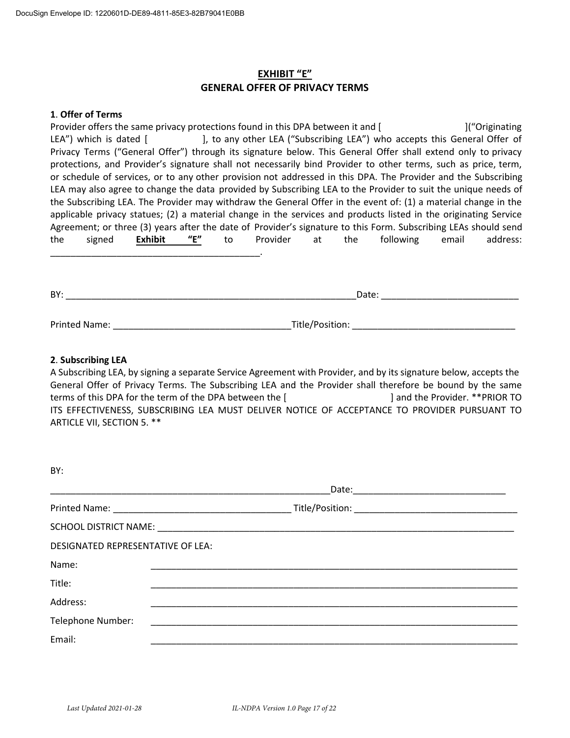# EXHIBIT "E"
# GENERAL OFFER OF PRIVACY TERMS

**1**. **Offer of Terms**

Provider offers the same privacy protections found in this DPA between it and [ ]("Originating LEA") which is dated [ ], to any other LEA ("Subscribing LEA") who accepts this General Offer of Privacy Terms ("General Offer") through its signature below. This General Offer shall extend only to privacy protections, and Provider's signature shall not necessarily bind Provider to other terms, such as price, term, or schedule of services, or to any other provision not addressed in this DPA. The Provider and the Subscribing LEA may also agree to change the data provided by Subscribing LEA to the Provider to suit the unique needs of the Subscribing LEA. The Provider may withdraw the General Offer in the event of: (1) a material change in the applicable privacy statues; (2) a material change in the services and products listed in the originating Service Agreement; or three (3) years after the date of Provider's signature to this Form. Subscribing LEAs should send the signed **Exhibit "E"** to Provider at the following email address: _________________________________________.

BY: ___________________________________________________________Date: ___________________________

Printed Name: __________________________________Title/Position: _______________________________

**2**. **Subscribing LEA**

A Subscribing LEA, by signing a separate Service Agreement with Provider, and by its signature below, accepts the General Offer of Privacy Terms. The Subscribing LEA and the Provider shall therefore be bound by the same terms of this DPA for the term of the DPA between the [ ] and the Provider. **PRIOR TO ITS EFFECTIVENESS, SUBSCRIBING LEA MUST DELIVER NOTICE OF ACCEPTANCE TO PROVIDER PURSUANT TO ARTICLE VII, SECTION 5. **

BY:

_______________________________________________________Date:_____________________________

Printed Name: __________________________________ Title/Position: _______________________________

SCHOOL DISTRICT NAME: _______________________________________________________________________

DESIGNATED REPRESENTATIVE OF LEA:

Name: _______________________________________________________________________

Title: _______________________________________________________________________

Address: _______________________________________________________________________

Telephone Number: _______________________________________________________________________

Email: _______________________________________________________________________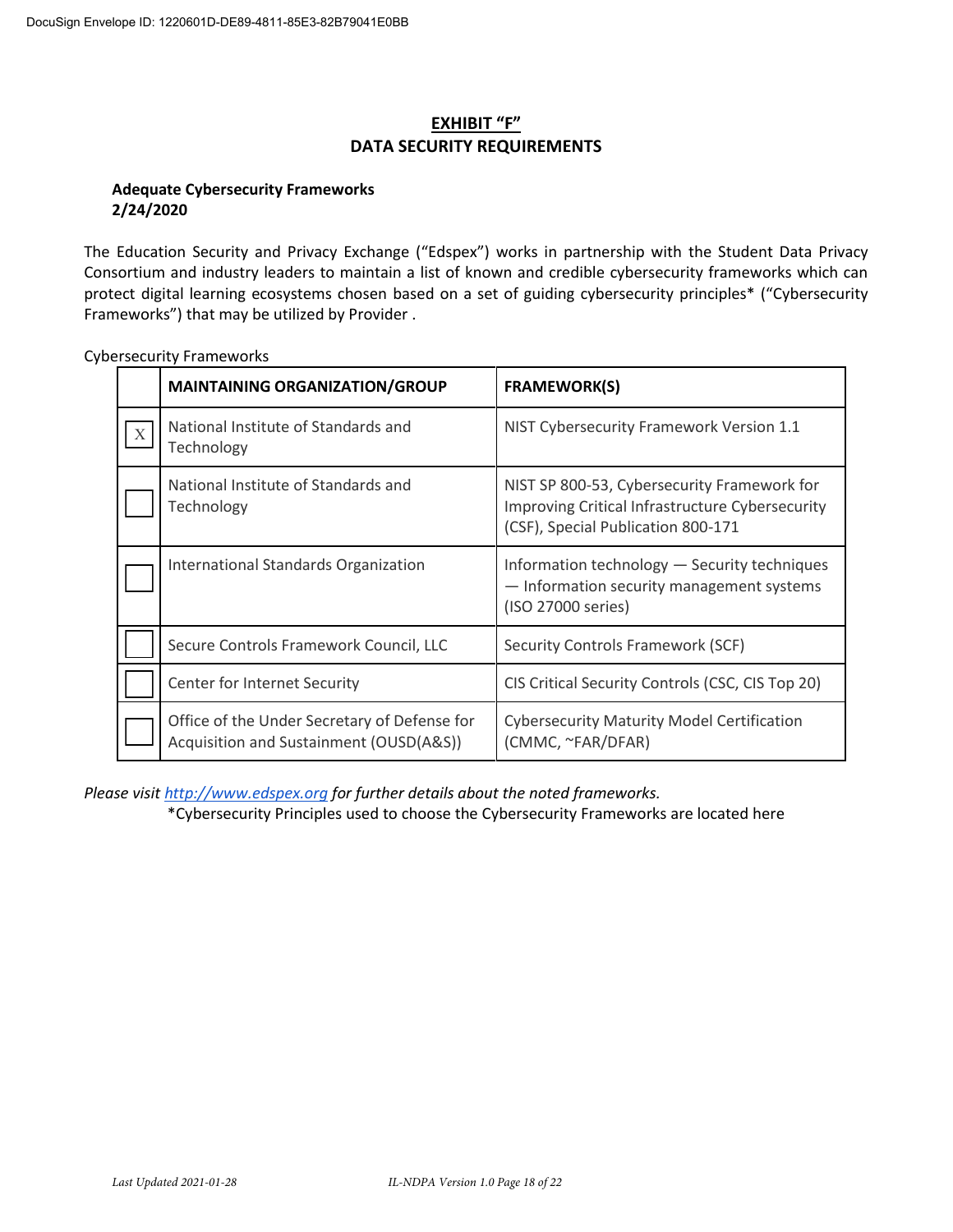## EXHIBIT "F"
## DATA SECURITY REQUIREMENTS

**Adequate Cybersecurity Frameworks**
**2/24/2020**

The Education Security and Privacy Exchange ("Edspex") works in partnership with the Student Data Privacy Consortium and industry leaders to maintain a list of known and credible cybersecurity frameworks which can protect digital learning ecosystems chosen based on a set of guiding cybersecurity principles* ("Cybersecurity Frameworks") that may be utilized by Provider .

Cybersecurity Frameworks

| | MAINTAINING ORGANIZATION/GROUP | FRAMEWORK(S) |
|---|---|---|
| X | National Institute of Standards and Technology | NIST Cybersecurity Framework Version 1.1 |
| | National Institute of Standards and Technology | NIST SP 800-53, Cybersecurity Framework for Improving Critical Infrastructure Cybersecurity (CSF), Special Publication 800-171 |
| | International Standards Organization | Information technology — Security techniques — Information security management systems (ISO 27000 series) |
| | Secure Controls Framework Council, LLC | Security Controls Framework (SCF) |
| | Center for Internet Security | CIS Critical Security Controls (CSC, CIS Top 20) |
| | Office of the Under Secretary of Defense for Acquisition and Sustainment (OUSD(A&S)) | Cybersecurity Maturity Model Certification (CMMC, ~FAR/DFAR) |

*Please visit [http://www.edspex.org](http://www.edspex.org) for further details about the noted frameworks.*

*Cybersecurity Principles used to choose the Cybersecurity Frameworks are located here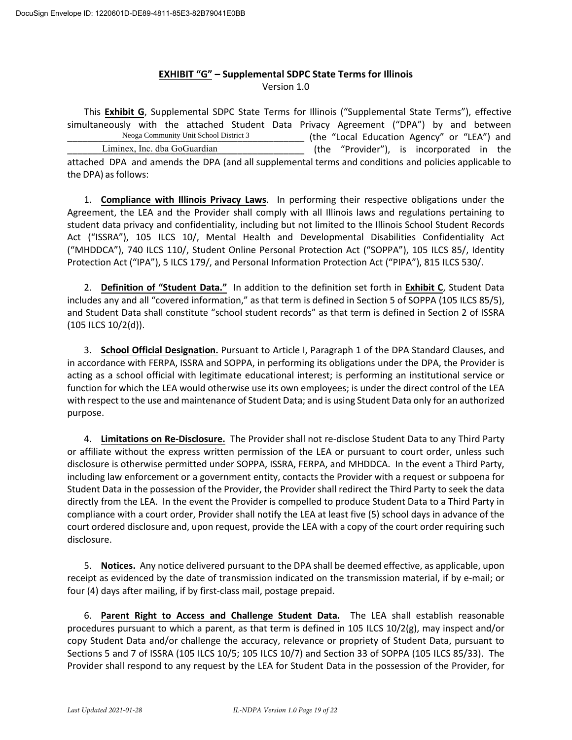## **EXHIBIT "G" – Supplemental SDPC State Terms for Illinois**

Version 1.0

This **Exhibit G**, Supplemental SDPC State Terms for Illinois ("Supplemental State Terms"), effective simultaneously with the attached Student Data Privacy Agreement ("DPA") by and between Neoga Community Unit School District 3 (the "Local Education Agency" or "LEA") and Liminex, Inc. dba GoGuardian (the "Provider"), is incorporated in the attached DPA and amends the DPA (and all supplemental terms and conditions and policies applicable to the DPA) as follows:

1. **Compliance with Illinois Privacy Laws**. In performing their respective obligations under the Agreement, the LEA and the Provider shall comply with all Illinois laws and regulations pertaining to student data privacy and confidentiality, including but not limited to the Illinois School Student Records Act ("ISSRA"), 105 ILCS 10/, Mental Health and Developmental Disabilities Confidentiality Act ("MHDDCA"), 740 ILCS 110/, Student Online Personal Protection Act ("SOPPA"), 105 ILCS 85/, Identity Protection Act ("IPA"), 5 ILCS 179/, and Personal Information Protection Act ("PIPA"), 815 ILCS 530/.

2. **Definition of "Student Data."** In addition to the definition set forth in **Exhibit C**, Student Data includes any and all "covered information," as that term is defined in Section 5 of SOPPA (105 ILCS 85/5), and Student Data shall constitute "school student records" as that term is defined in Section 2 of ISSRA (105 ILCS 10/2(d)).

3. **School Official Designation.** Pursuant to Article I, Paragraph 1 of the DPA Standard Clauses, and in accordance with FERPA, ISSRA and SOPPA, in performing its obligations under the DPA, the Provider is acting as a school official with legitimate educational interest; is performing an institutional service or function for which the LEA would otherwise use its own employees; is under the direct control of the LEA with respect to the use and maintenance of Student Data; and is using Student Data only for an authorized purpose.

4. **Limitations on Re-Disclosure.** The Provider shall not re-disclose Student Data to any Third Party or affiliate without the express written permission of the LEA or pursuant to court order, unless such disclosure is otherwise permitted under SOPPA, ISSRA, FERPA, and MHDDCA. In the event a Third Party, including law enforcement or a government entity, contacts the Provider with a request or subpoena for Student Data in the possession of the Provider, the Provider shall redirect the Third Party to seek the data directly from the LEA. In the event the Provider is compelled to produce Student Data to a Third Party in compliance with a court order, Provider shall notify the LEA at least five (5) school days in advance of the court ordered disclosure and, upon request, provide the LEA with a copy of the court order requiring such disclosure.

5. **Notices.** Any notice delivered pursuant to the DPA shall be deemed effective, as applicable, upon receipt as evidenced by the date of transmission indicated on the transmission material, if by e-mail; or four (4) days after mailing, if by first-class mail, postage prepaid.

6. **Parent Right to Access and Challenge Student Data.** The LEA shall establish reasonable procedures pursuant to which a parent, as that term is defined in 105 ILCS 10/2(g), may inspect and/or copy Student Data and/or challenge the accuracy, relevance or propriety of Student Data, pursuant to Sections 5 and 7 of ISSRA (105 ILCS 10/5; 105 ILCS 10/7) and Section 33 of SOPPA (105 ILCS 85/33). The Provider shall respond to any request by the LEA for Student Data in the possession of the Provider, for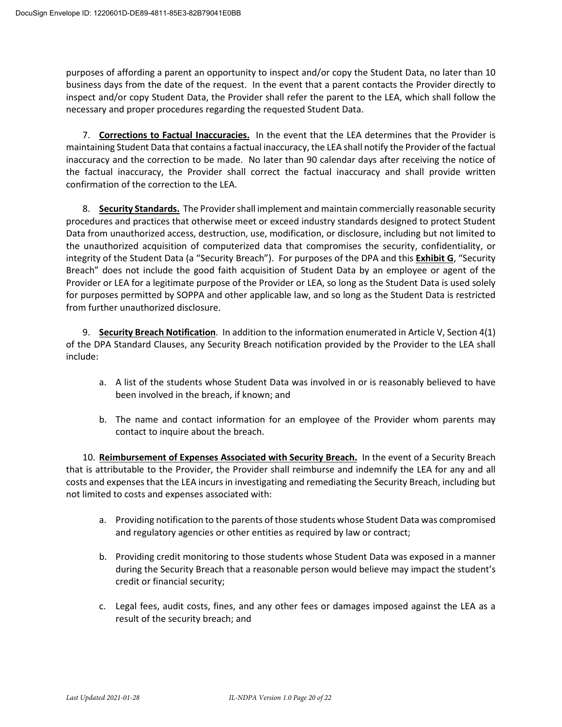purposes of affording a parent an opportunity to inspect and/or copy the Student Data, no later than 10 business days from the date of the request. In the event that a parent contacts the Provider directly to inspect and/or copy Student Data, the Provider shall refer the parent to the LEA, which shall follow the necessary and proper procedures regarding the requested Student Data.

7. **Corrections to Factual Inaccuracies.** In the event that the LEA determines that the Provider is maintaining Student Data that contains a factual inaccuracy, the LEA shall notify the Provider of the factual inaccuracy and the correction to be made. No later than 90 calendar days after receiving the notice of the factual inaccuracy, the Provider shall correct the factual inaccuracy and shall provide written confirmation of the correction to the LEA.

8. **Security Standards.** The Provider shall implement and maintain commercially reasonable security procedures and practices that otherwise meet or exceed industry standards designed to protect Student Data from unauthorized access, destruction, use, modification, or disclosure, including but not limited to the unauthorized acquisition of computerized data that compromises the security, confidentiality, or integrity of the Student Data (a "Security Breach"). For purposes of the DPA and this **Exhibit G**, "Security Breach" does not include the good faith acquisition of Student Data by an employee or agent of the Provider or LEA for a legitimate purpose of the Provider or LEA, so long as the Student Data is used solely for purposes permitted by SOPPA and other applicable law, and so long as the Student Data is restricted from further unauthorized disclosure.

9. **Security Breach Notification**. In addition to the information enumerated in Article V, Section 4(1) of the DPA Standard Clauses, any Security Breach notification provided by the Provider to the LEA shall include:

   a. A list of the students whose Student Data was involved in or is reasonably believed to have been involved in the breach, if known; and

   b. The name and contact information for an employee of the Provider whom parents may contact to inquire about the breach.

10. **Reimbursement of Expenses Associated with Security Breach.** In the event of a Security Breach that is attributable to the Provider, the Provider shall reimburse and indemnify the LEA for any and all costs and expenses that the LEA incurs in investigating and remediating the Security Breach, including but not limited to costs and expenses associated with:

   a. Providing notification to the parents of those students whose Student Data was compromised and regulatory agencies or other entities as required by law or contract;

   b. Providing credit monitoring to those students whose Student Data was exposed in a manner during the Security Breach that a reasonable person would believe may impact the student's credit or financial security;

   c. Legal fees, audit costs, fines, and any other fees or damages imposed against the LEA as a result of the security breach; and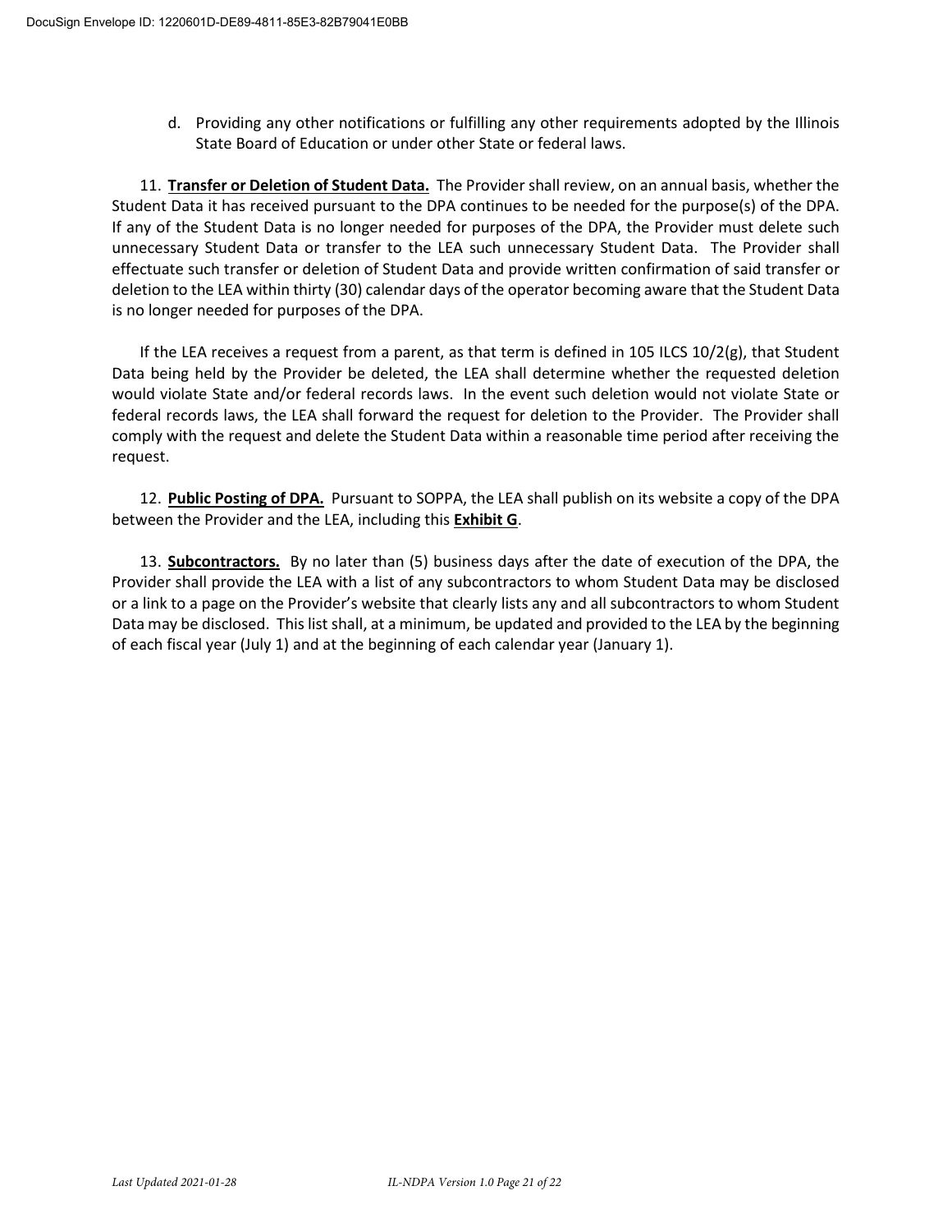d. Providing any other notifications or fulfilling any other requirements adopted by the Illinois State Board of Education or under other State or federal laws.

11. **Transfer or Deletion of Student Data.** The Provider shall review, on an annual basis, whether the Student Data it has received pursuant to the DPA continues to be needed for the purpose(s) of the DPA. If any of the Student Data is no longer needed for purposes of the DPA, the Provider must delete such unnecessary Student Data or transfer to the LEA such unnecessary Student Data. The Provider shall effectuate such transfer or deletion of Student Data and provide written confirmation of said transfer or deletion to the LEA within thirty (30) calendar days of the operator becoming aware that the Student Data is no longer needed for purposes of the DPA.

If the LEA receives a request from a parent, as that term is defined in 105 ILCS 10/2(g), that Student Data being held by the Provider be deleted, the LEA shall determine whether the requested deletion would violate State and/or federal records laws. In the event such deletion would not violate State or federal records laws, the LEA shall forward the request for deletion to the Provider. The Provider shall comply with the request and delete the Student Data within a reasonable time period after receiving the request.

12. **Public Posting of DPA.** Pursuant to SOPPA, the LEA shall publish on its website a copy of the DPA between the Provider and the LEA, including this **Exhibit G**.

13. **Subcontractors.** By no later than (5) business days after the date of execution of the DPA, the Provider shall provide the LEA with a list of any subcontractors to whom Student Data may be disclosed or a link to a page on the Provider's website that clearly lists any and all subcontractors to whom Student Data may be disclosed. This list shall, at a minimum, be updated and provided to the LEA by the beginning of each fiscal year (July 1) and at the beginning of each calendar year (January 1).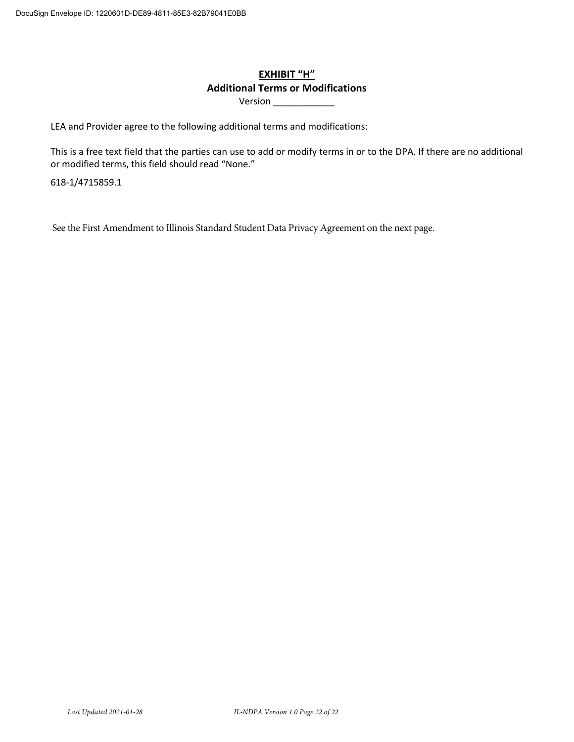# EXHIBIT "H"

## Additional Terms or Modifications

Version ____________

LEA and Provider agree to the following additional terms and modifications:

This is a free text field that the parties can use to add or modify terms in or to the DPA. If there are no additional or modified terms, this field should read "None."

618-1/4715859.1

See the First Amendment to Illinois Standard Student Data Privacy Agreement on the next page.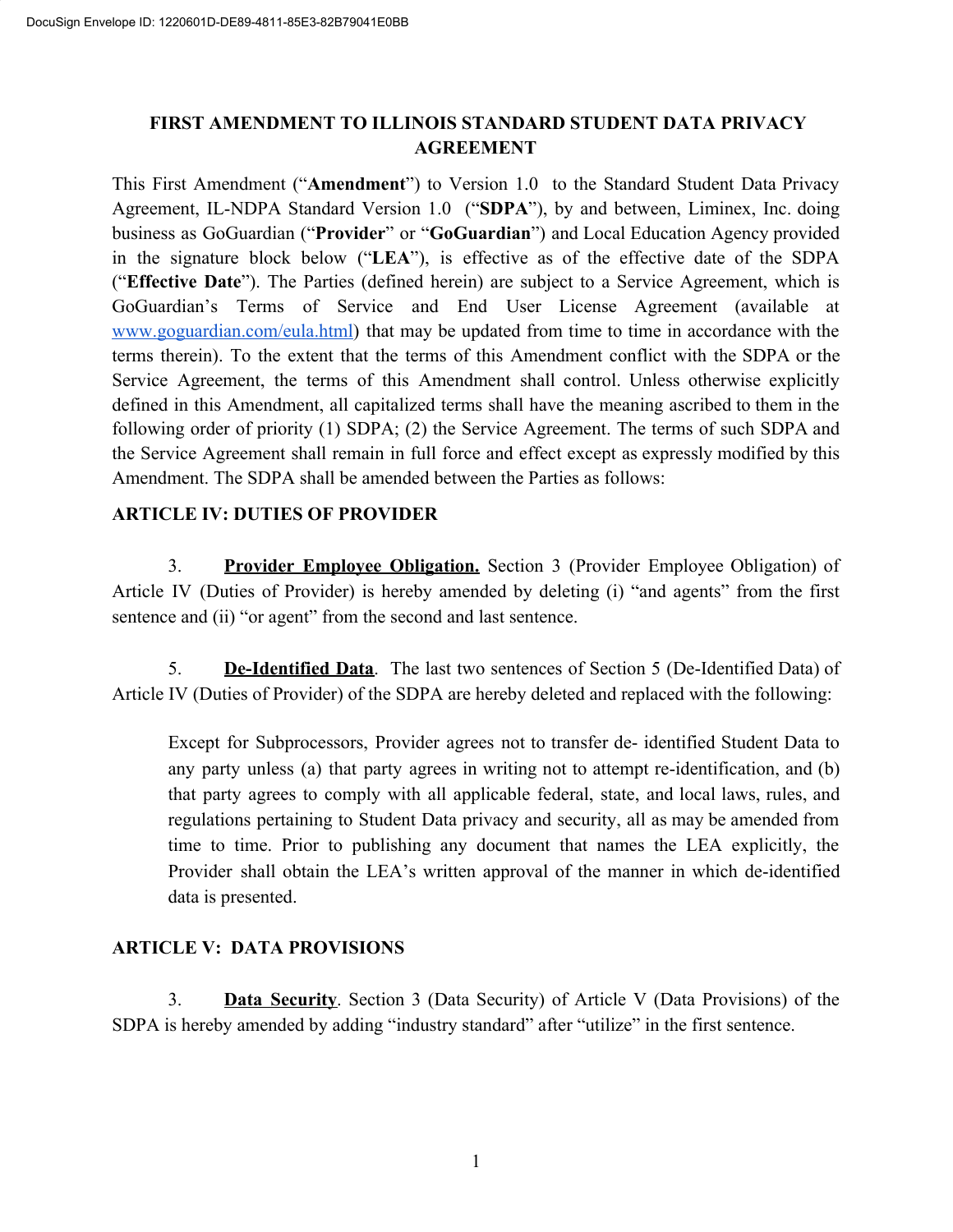## FIRST AMENDMENT TO ILLINOIS STANDARD STUDENT DATA PRIVACY AGREEMENT

This First Amendment ("**Amendment**") to Version 1.0 to the Standard Student Data Privacy Agreement, IL-NDPA Standard Version 1.0 ("**SDPA**"), by and between, Liminex, Inc. doing business as GoGuardian ("**Provider**" or "**GoGuardian**") and Local Education Agency provided in the signature block below ("**LEA**"), is effective as of the effective date of the SDPA ("**Effective Date**"). The Parties (defined herein) are subject to a Service Agreement, which is GoGuardian's Terms of Service and End User License Agreement (available at [www.goguardian.com/eula.html](www.goguardian.com/eula.html)) that may be updated from time to time in accordance with the terms therein). To the extent that the terms of this Amendment conflict with the SDPA or the Service Agreement, the terms of this Amendment shall control. Unless otherwise explicitly defined in this Amendment, all capitalized terms shall have the meaning ascribed to them in the following order of priority (1) SDPA; (2) the Service Agreement. The terms of such SDPA and the Service Agreement shall remain in full force and effect except as expressly modified by this Amendment. The SDPA shall be amended between the Parties as follows:

### ARTICLE IV: DUTIES OF PROVIDER

3. **Provider Employee Obligation.** Section 3 (Provider Employee Obligation) of Article IV (Duties of Provider) is hereby amended by deleting (i) "and agents" from the first sentence and (ii) "or agent" from the second and last sentence.

5. **De-Identified Data**. The last two sentences of Section 5 (De-Identified Data) of Article IV (Duties of Provider) of the SDPA are hereby deleted and replaced with the following:

> Except for Subprocessors, Provider agrees not to transfer de- identified Student Data to any party unless (a) that party agrees in writing not to attempt re-identification, and (b) that party agrees to comply with all applicable federal, state, and local laws, rules, and regulations pertaining to Student Data privacy and security, all as may be amended from time to time. Prior to publishing any document that names the LEA explicitly, the Provider shall obtain the LEA's written approval of the manner in which de-identified data is presented.

### ARTICLE V: DATA PROVISIONS

3. **Data Security**. Section 3 (Data Security) of Article V (Data Provisions) of the SDPA is hereby amended by adding "industry standard" after "utilize" in the first sentence.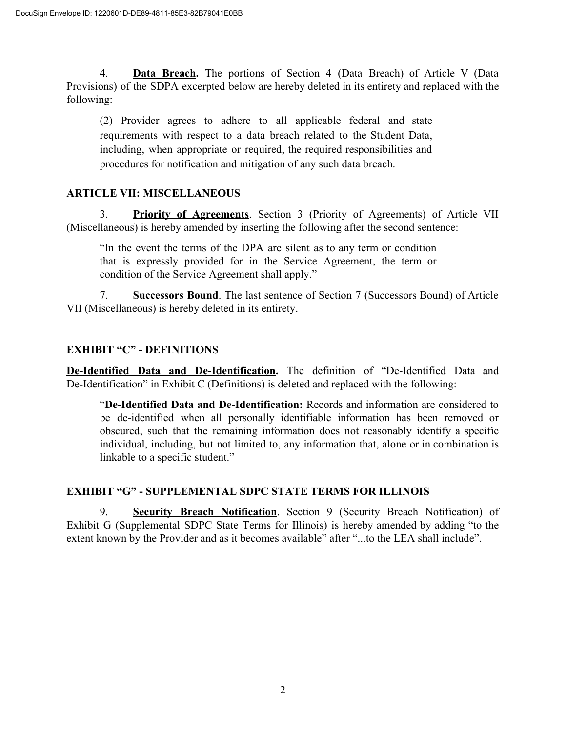4. **Data Breach.** The portions of Section 4 (Data Breach) of Article V (Data Provisions) of the SDPA excerpted below are hereby deleted in its entirety and replaced with the following:

> (2) Provider agrees to adhere to all applicable federal and state requirements with respect to a data breach related to the Student Data, including, when appropriate or required, the required responsibilities and procedures for notification and mitigation of any such data breach.

## ARTICLE VII: MISCELLANEOUS

3. **Priority of Agreements**. Section 3 (Priority of Agreements) of Article VII (Miscellaneous) is hereby amended by inserting the following after the second sentence:

> "In the event the terms of the DPA are silent as to any term or condition that is expressly provided for in the Service Agreement, the term or condition of the Service Agreement shall apply."

7. **Successors Bound**. The last sentence of Section 7 (Successors Bound) of Article VII (Miscellaneous) is hereby deleted in its entirety.

## EXHIBIT "C" - DEFINITIONS

**De-Identified Data and De-Identification.** The definition of "De-Identified Data and De-Identification" in Exhibit C (Definitions) is deleted and replaced with the following:

> "**De-Identified Data and De-Identification:** Records and information are considered to be de-identified when all personally identifiable information has been removed or obscured, such that the remaining information does not reasonably identify a specific individual, including, but not limited to, any information that, alone or in combination is linkable to a specific student."

## EXHIBIT "G" - SUPPLEMENTAL SDPC STATE TERMS FOR ILLINOIS

9. **Security Breach Notification**. Section 9 (Security Breach Notification) of Exhibit G (Supplemental SDPC State Terms for Illinois) is hereby amended by adding "to the extent known by the Provider and as it becomes available" after "...to the LEA shall include".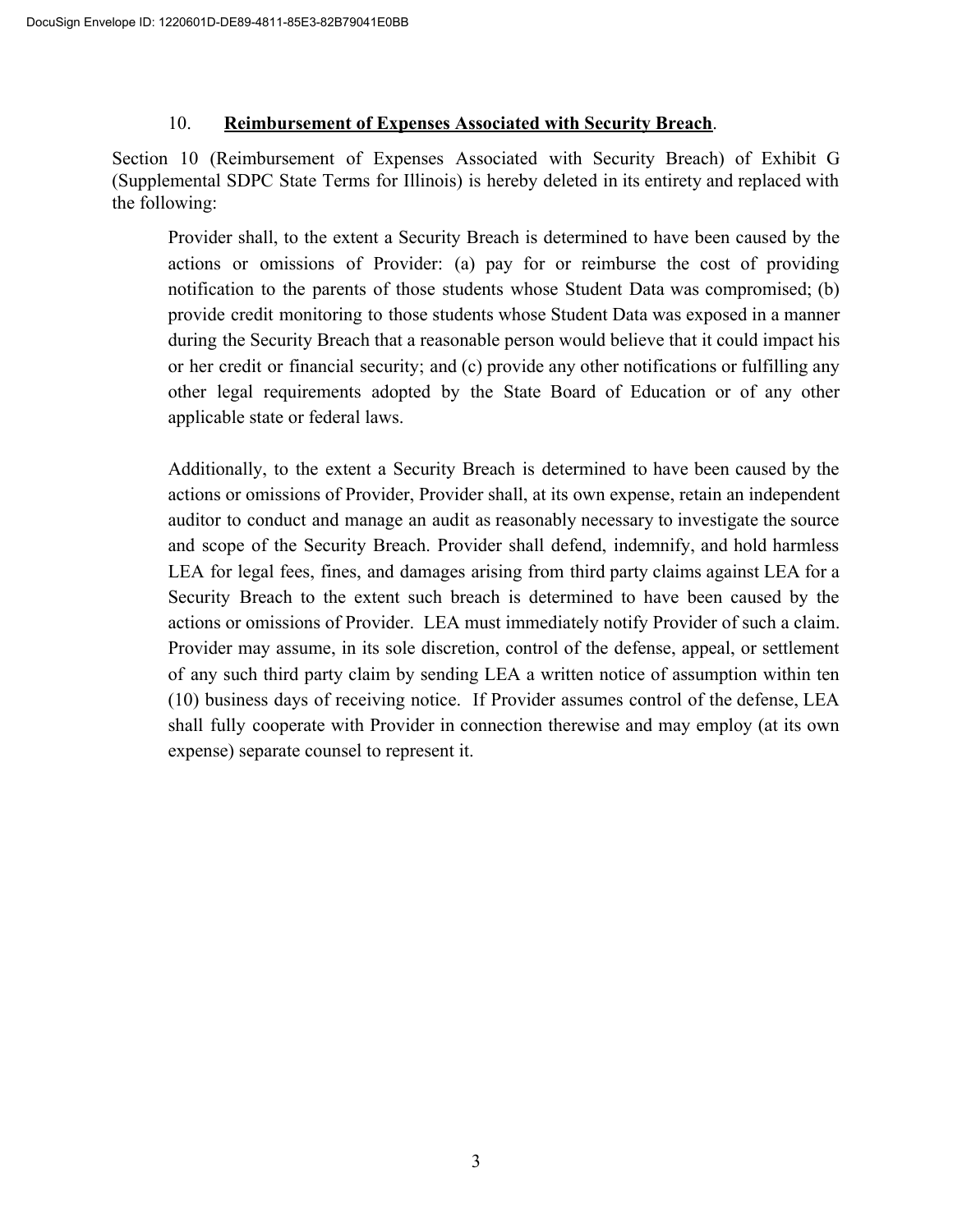10. **Reimbursement of Expenses Associated with Security Breach**.

Section 10 (Reimbursement of Expenses Associated with Security Breach) of Exhibit G (Supplemental SDPC State Terms for Illinois) is hereby deleted in its entirety and replaced with the following:

> Provider shall, to the extent a Security Breach is determined to have been caused by the actions or omissions of Provider: (a) pay for or reimburse the cost of providing notification to the parents of those students whose Student Data was compromised; (b) provide credit monitoring to those students whose Student Data was exposed in a manner during the Security Breach that a reasonable person would believe that it could impact his or her credit or financial security; and (c) provide any other notifications or fulfilling any other legal requirements adopted by the State Board of Education or of any other applicable state or federal laws.
>
> Additionally, to the extent a Security Breach is determined to have been caused by the actions or omissions of Provider, Provider shall, at its own expense, retain an independent auditor to conduct and manage an audit as reasonably necessary to investigate the source and scope of the Security Breach. Provider shall defend, indemnify, and hold harmless LEA for legal fees, fines, and damages arising from third party claims against LEA for a Security Breach to the extent such breach is determined to have been caused by the actions or omissions of Provider. LEA must immediately notify Provider of such a claim. Provider may assume, in its sole discretion, control of the defense, appeal, or settlement of any such third party claim by sending LEA a written notice of assumption within ten (10) business days of receiving notice. If Provider assumes control of the defense, LEA shall fully cooperate with Provider in connection therewise and may employ (at its own expense) separate counsel to represent it.